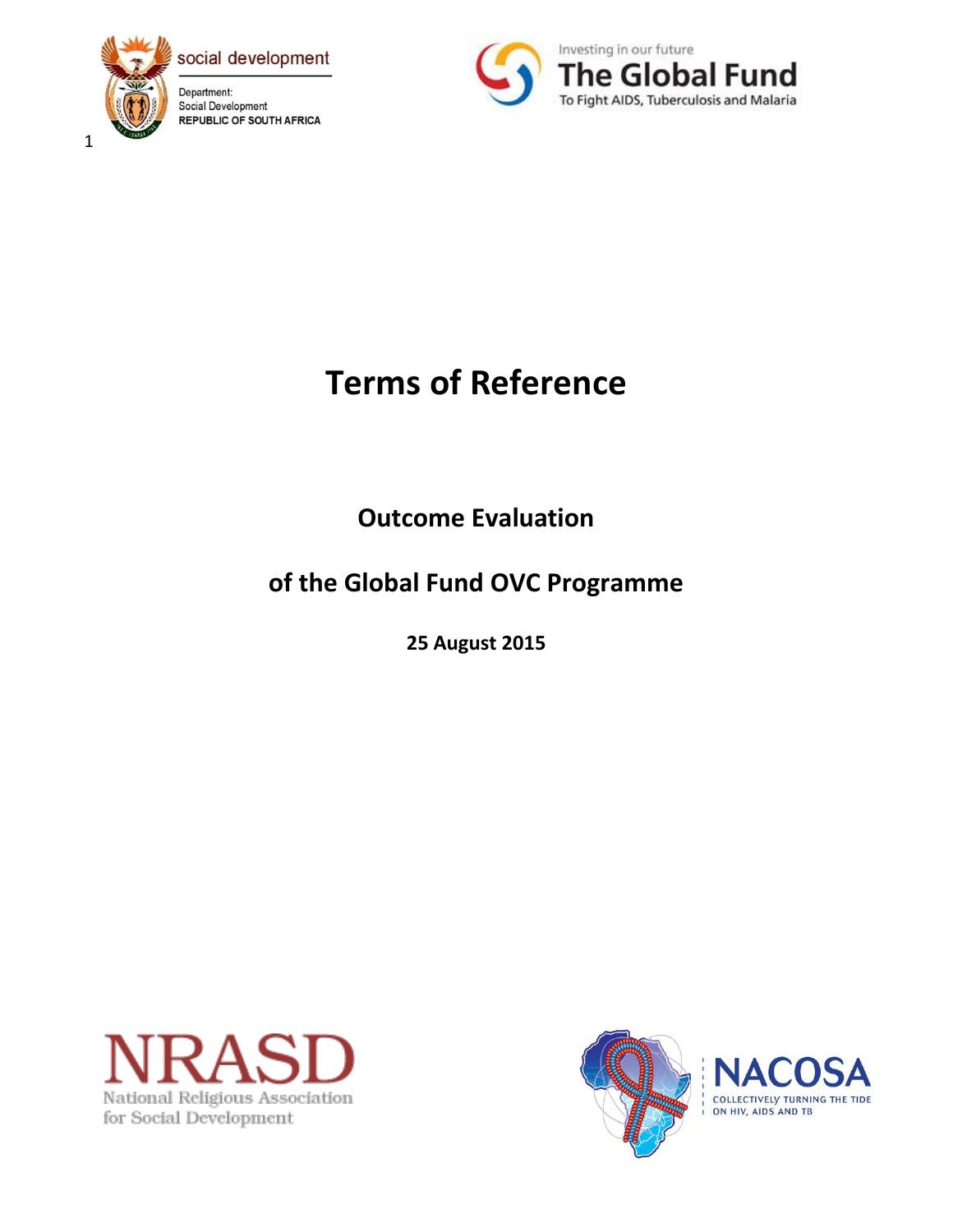social development

Department:
Social Development
REPUBLIC OF SOUTH AFRICA

Investing in our future
The Global Fund
To Fight AIDS, Tuberculosis and Malaria

# Terms of Reference

## Outcome Evaluation

## of the Global Fund OVC Programme

**25 August 2015**

NRASD
National Religious Association for Social Development

NACOSA
COLLECTIVELY TURNING THE TIDE ON HIV, AIDS AND TB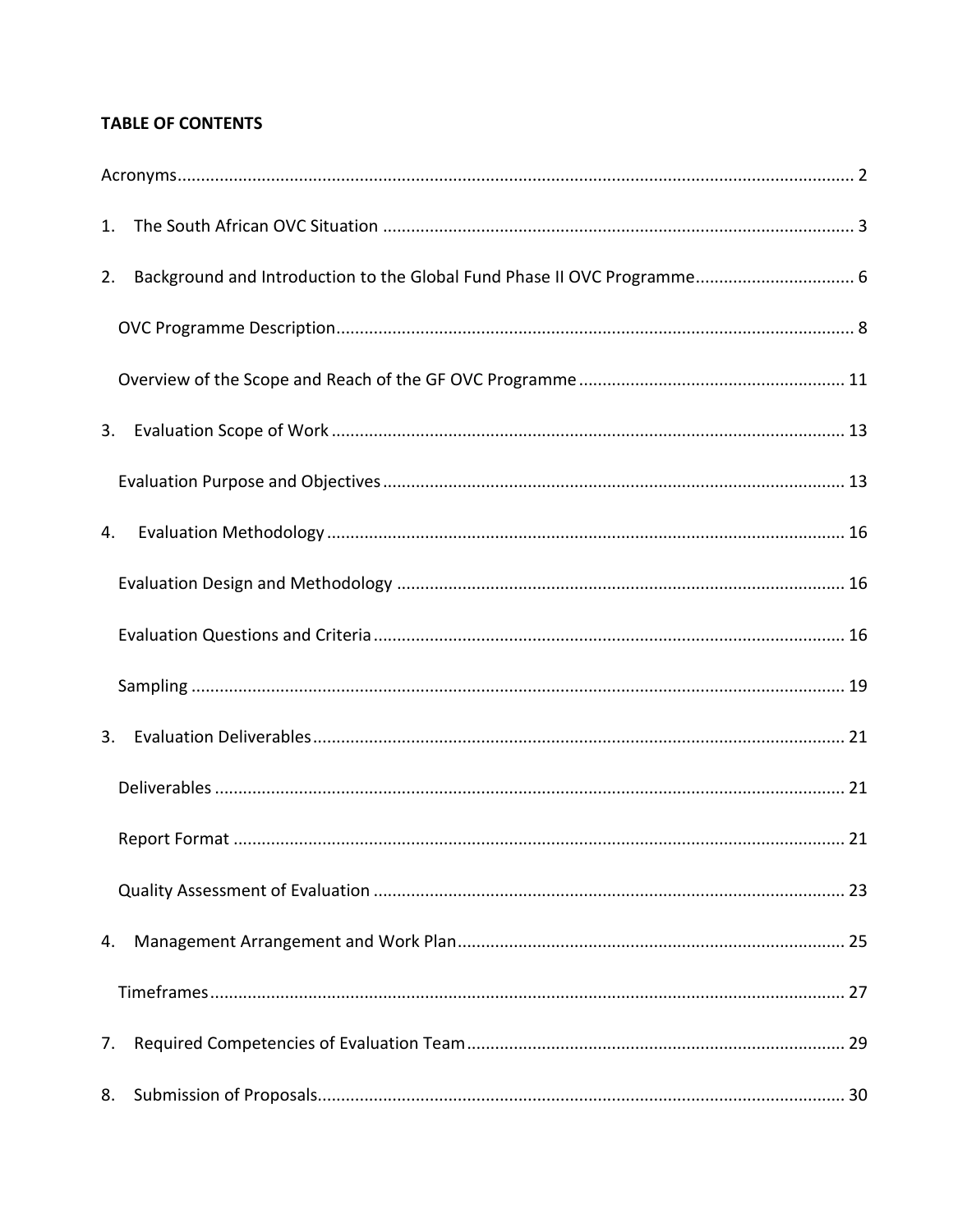**TABLE OF CONTENTS**

Acronyms ........................................................................................................................................ 2

1. The South African OVC Situation ........................................................................................... 3

2. Background and Introduction to the Global Fund Phase II OVC Programme ........................ 6

   OVC Programme Description ..................................................................................................... 8

   Overview of the Scope and Reach of the GF OVC Programme ................................................ 11

3. Evaluation Scope of Work ..................................................................................................... 13

   Evaluation Purpose and Objectives .......................................................................................... 13

4. Evaluation Methodology ....................................................................................................... 16

   Evaluation Design and Methodology ........................................................................................ 16

   Evaluation Questions and Criteria ............................................................................................ 16

   Sampling .................................................................................................................................... 19

3. Evaluation Deliverables ......................................................................................................... 21

   Deliverables .............................................................................................................................. 21

   Report Format ........................................................................................................................... 21

   Quality Assessment of Evaluation ............................................................................................ 23

4. Management Arrangement and Work Plan ........................................................................... 25

   Timeframes ................................................................................................................................ 27

7. Required Competencies of Evaluation Team ......................................................................... 29

8. Submission of Proposals ........................................................................................................ 30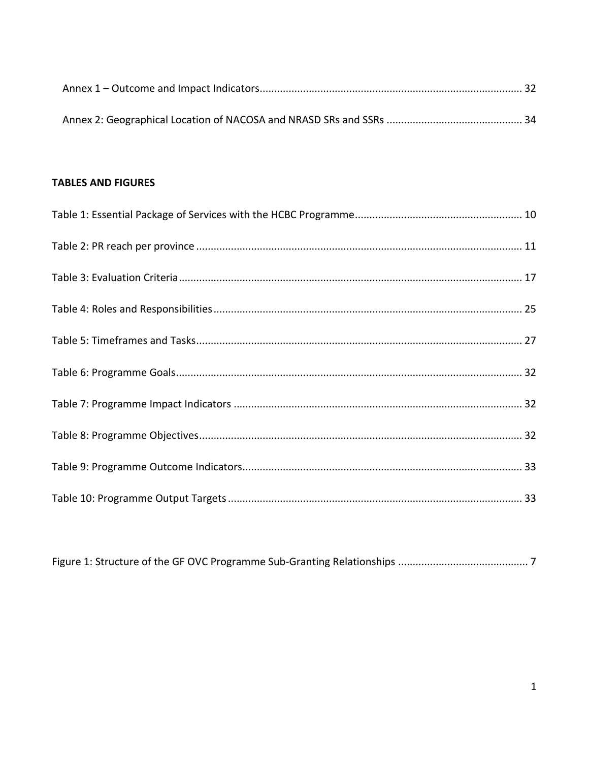Annex 1 – Outcome and Impact Indicators .......................................................................................... 32

Annex 2: Geographical Location of NACOSA and NRASD SRs and SSRs .............................................. 34

**TABLES AND FIGURES**

Table 1: Essential Package of Services with the HCBC Programme ......................................................... 10

Table 2: PR reach per province ................................................................................................................ 11

Table 3: Evaluation Criteria ...................................................................................................................... 17

Table 4: Roles and Responsibilities .......................................................................................................... 25

Table 5: Timeframes and Tasks ................................................................................................................ 27

Table 6: Programme Goals ....................................................................................................................... 32

Table 7: Programme Impact Indicators ................................................................................................... 32

Table 8: Programme Objectives ............................................................................................................... 32

Table 9: Programme Outcome Indicators ................................................................................................ 33

Table 10: Programme Output Targets ..................................................................................................... 33

Figure 1: Structure of the GF OVC Programme Sub-Granting Relationships ............................................ 7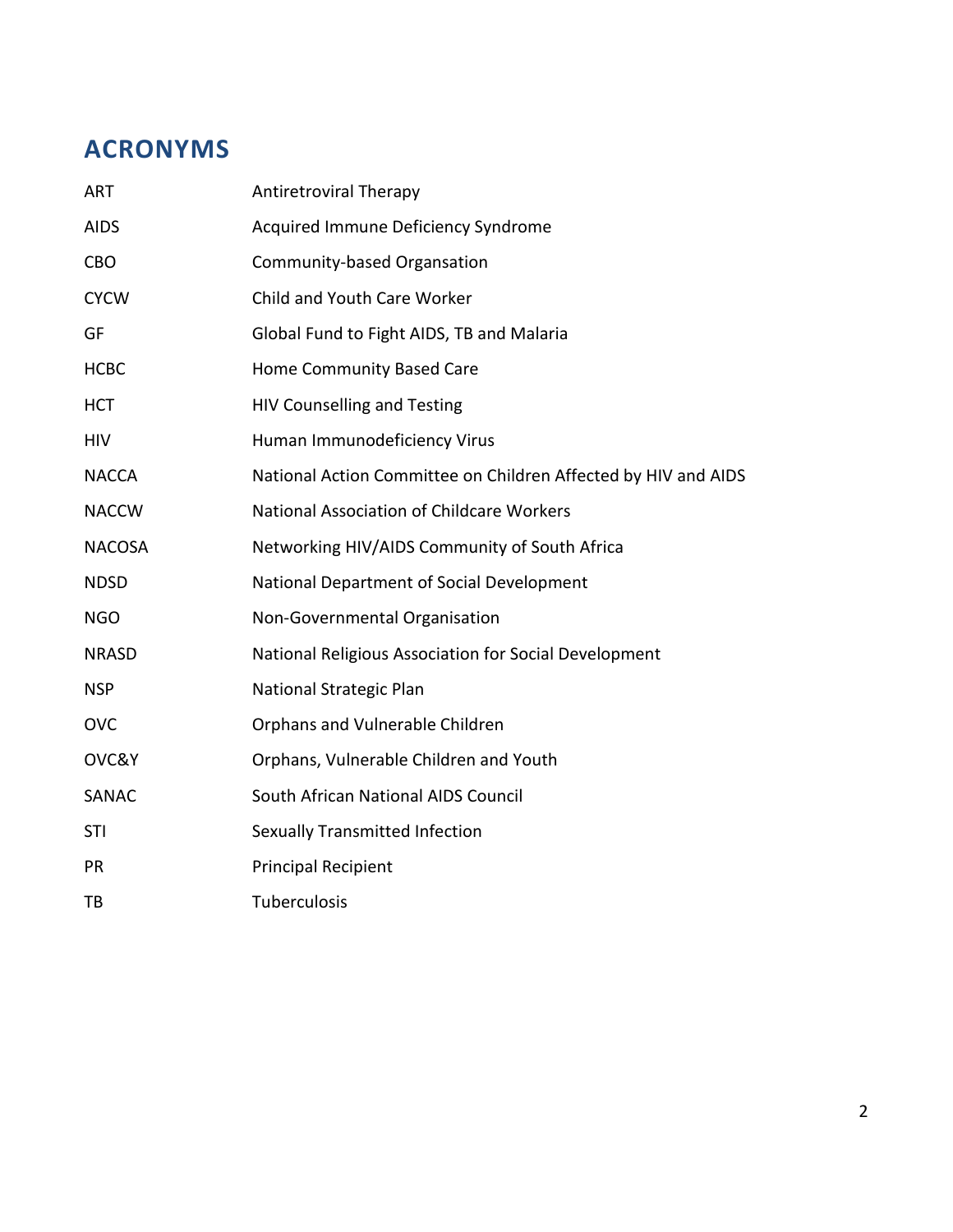## ACRONYMS

| | |
|---|---|
| ART | Antiretroviral Therapy |
| AIDS | Acquired Immune Deficiency Syndrome |
| CBO | Community-based Organsation |
| CYCW | Child and Youth Care Worker |
| GF | Global Fund to Fight AIDS, TB and Malaria |
| HCBC | Home Community Based Care |
| HCT | HIV Counselling and Testing |
| HIV | Human Immunodeficiency Virus |
| NACCA | National Action Committee on Children Affected by HIV and AIDS |
| NACCW | National Association of Childcare Workers |
| NACOSA | Networking HIV/AIDS Community of South Africa |
| NDSD | National Department of Social Development |
| NGO | Non-Governmental Organisation |
| NRASD | National Religious Association for Social Development |
| NSP | National Strategic Plan |
| OVC | Orphans and Vulnerable Children |
| OVC&Y | Orphans, Vulnerable Children and Youth |
| SANAC | South African National AIDS Council |
| STI | Sexually Transmitted Infection |
| PR | Principal Recipient |
| TB | Tuberculosis |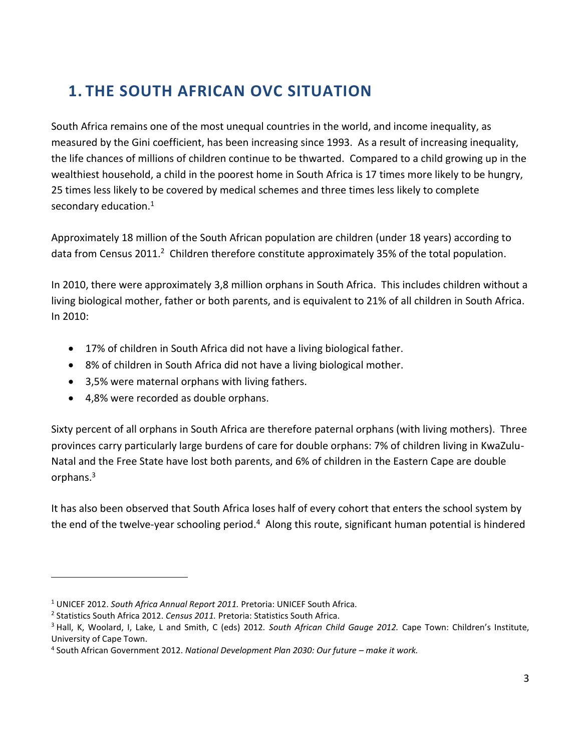# 1. THE SOUTH AFRICAN OVC SITUATION

South Africa remains one of the most unequal countries in the world, and income inequality, as measured by the Gini coefficient, has been increasing since 1993. As a result of increasing inequality, the life chances of millions of children continue to be thwarted. Compared to a child growing up in the wealthiest household, a child in the poorest home in South Africa is 17 times more likely to be hungry, 25 times less likely to be covered by medical schemes and three times less likely to complete secondary education.[1]

Approximately 18 million of the South African population are children (under 18 years) according to data from Census 2011.[2] Children therefore constitute approximately 35% of the total population.

In 2010, there were approximately 3,8 million orphans in South Africa. This includes children without a living biological mother, father or both parents, and is equivalent to 21% of all children in South Africa. In 2010:

- 17% of children in South Africa did not have a living biological father.
- 8% of children in South Africa did not have a living biological mother.
- 3,5% were maternal orphans with living fathers.
- 4,8% were recorded as double orphans.

Sixty percent of all orphans in South Africa are therefore paternal orphans (with living mothers). Three provinces carry particularly large burdens of care for double orphans: 7% of children living in KwaZulu-Natal and the Free State have lost both parents, and 6% of children in the Eastern Cape are double orphans.[3]

It has also been observed that South Africa loses half of every cohort that enters the school system by the end of the twelve-year schooling period.[4] Along this route, significant human potential is hindered

---

[1] UNICEF 2012. *South Africa Annual Report 2011.* Pretoria: UNICEF South Africa.

[2] Statistics South Africa 2012. *Census 2011.* Pretoria: Statistics South Africa.

[3] Hall, K, Woolard, I, Lake, L and Smith, C (eds) 2012. *South African Child Gauge 2012.* Cape Town: Children's Institute, University of Cape Town.

[4] South African Government 2012. *National Development Plan 2030: Our future – make it work.*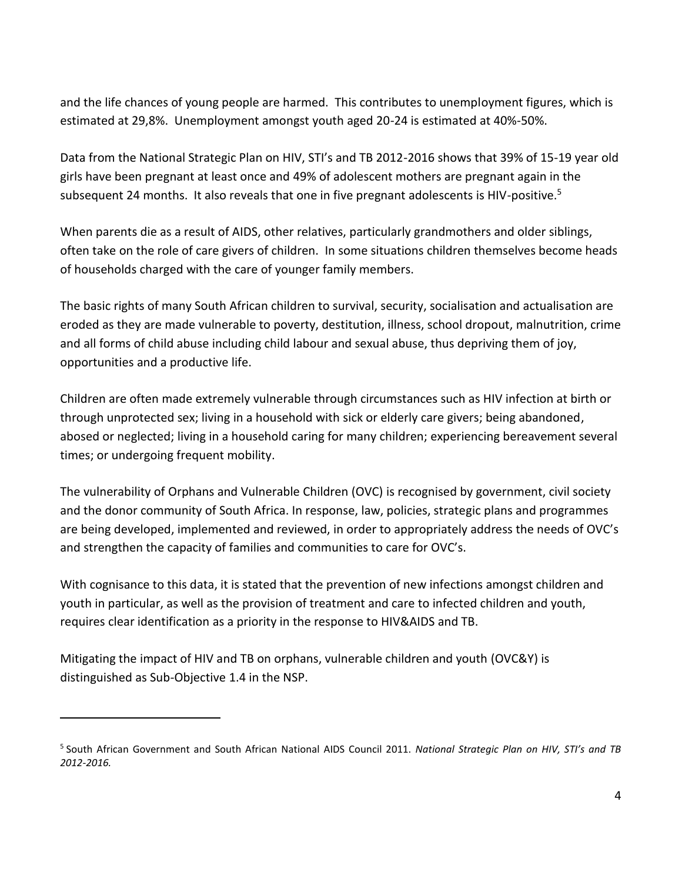and the life chances of young people are harmed. This contributes to unemployment figures, which is estimated at 29,8%. Unemployment amongst youth aged 20-24 is estimated at 40%-50%.

Data from the National Strategic Plan on HIV, STI's and TB 2012-2016 shows that 39% of 15-19 year old girls have been pregnant at least once and 49% of adolescent mothers are pregnant again in the subsequent 24 months. It also reveals that one in five pregnant adolescents is HIV-positive.[5]

When parents die as a result of AIDS, other relatives, particularly grandmothers and older siblings, often take on the role of care givers of children. In some situations children themselves become heads of households charged with the care of younger family members.

The basic rights of many South African children to survival, security, socialisation and actualisation are eroded as they are made vulnerable to poverty, destitution, illness, school dropout, malnutrition, crime and all forms of child abuse including child labour and sexual abuse, thus depriving them of joy, opportunities and a productive life.

Children are often made extremely vulnerable through circumstances such as HIV infection at birth or through unprotected sex; living in a household with sick or elderly care givers; being abandoned, abosed or neglected; living in a household caring for many children; experiencing bereavement several times; or undergoing frequent mobility.

The vulnerability of Orphans and Vulnerable Children (OVC) is recognised by government, civil society and the donor community of South Africa. In response, law, policies, strategic plans and programmes are being developed, implemented and reviewed, in order to appropriately address the needs of OVC's and strengthen the capacity of families and communities to care for OVC's.

With cognisance to this data, it is stated that the prevention of new infections amongst children and youth in particular, as well as the provision of treatment and care to infected children and youth, requires clear identification as a priority in the response to HIV&AIDS and TB.

Mitigating the impact of HIV and TB on orphans, vulnerable children and youth (OVC&Y) is distinguished as Sub-Objective 1.4 in the NSP.

---

[5] South African Government and South African National AIDS Council 2011. *National Strategic Plan on HIV, STI's and TB 2012-2016.*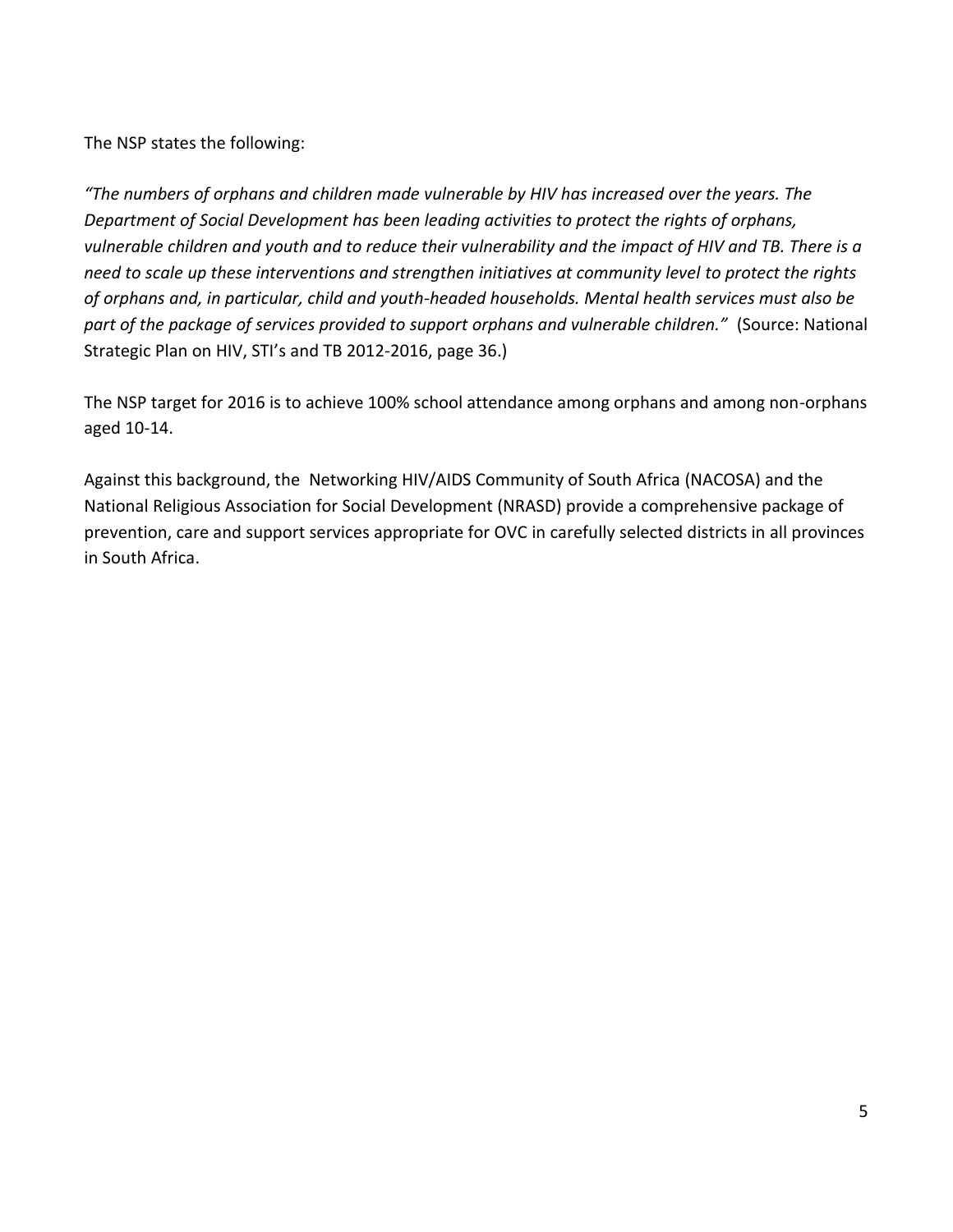The NSP states the following:

*"The numbers of orphans and children made vulnerable by HIV has increased over the years. The Department of Social Development has been leading activities to protect the rights of orphans, vulnerable children and youth and to reduce their vulnerability and the impact of HIV and TB. There is a need to scale up these interventions and strengthen initiatives at community level to protect the rights of orphans and, in particular, child and youth-headed households. Mental health services must also be part of the package of services provided to support orphans and vulnerable children."* (Source: National Strategic Plan on HIV, STI's and TB 2012-2016, page 36.)

The NSP target for 2016 is to achieve 100% school attendance among orphans and among non-orphans aged 10-14.

Against this background, the Networking HIV/AIDS Community of South Africa (NACOSA) and the National Religious Association for Social Development (NRASD) provide a comprehensive package of prevention, care and support services appropriate for OVC in carefully selected districts in all provinces in South Africa.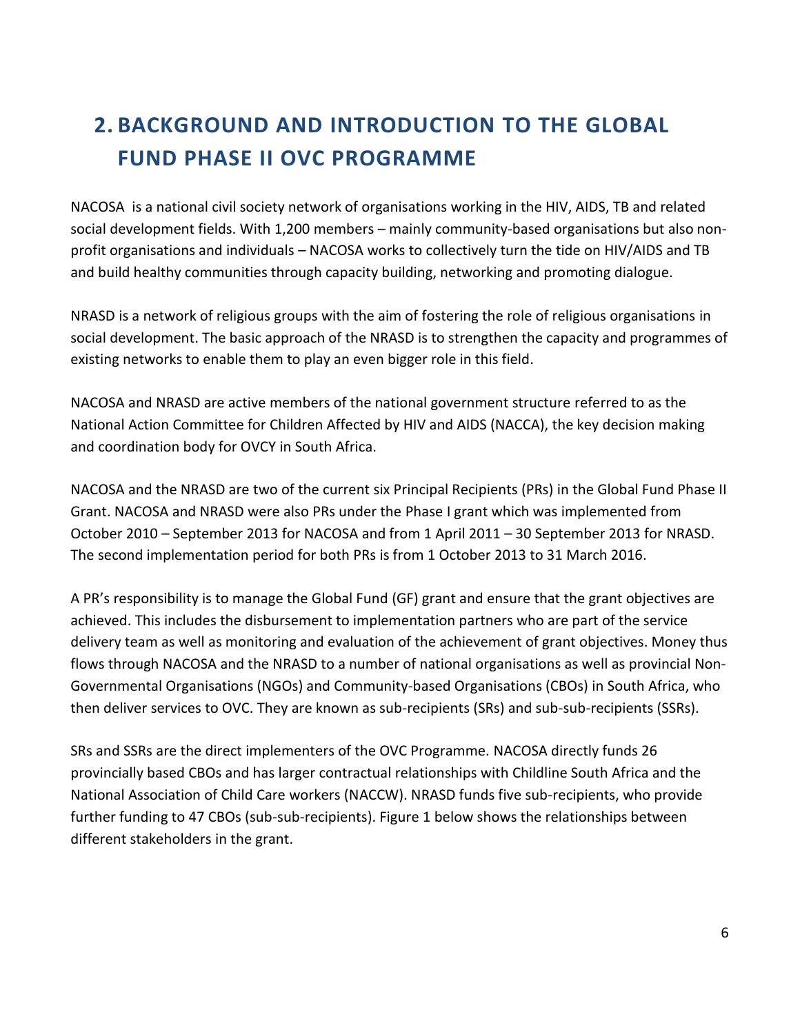# 2. BACKGROUND AND INTRODUCTION TO THE GLOBAL FUND PHASE II OVC PROGRAMME

NACOSA is a national civil society network of organisations working in the HIV, AIDS, TB and related social development fields. With 1,200 members – mainly community-based organisations but also non-profit organisations and individuals – NACOSA works to collectively turn the tide on HIV/AIDS and TB and build healthy communities through capacity building, networking and promoting dialogue.

NRASD is a network of religious groups with the aim of fostering the role of religious organisations in social development. The basic approach of the NRASD is to strengthen the capacity and programmes of existing networks to enable them to play an even bigger role in this field.

NACOSA and NRASD are active members of the national government structure referred to as the National Action Committee for Children Affected by HIV and AIDS (NACCA), the key decision making and coordination body for OVCY in South Africa.

NACOSA and the NRASD are two of the current six Principal Recipients (PRs) in the Global Fund Phase II Grant. NACOSA and NRASD were also PRs under the Phase I grant which was implemented from October 2010 – September 2013 for NACOSA and from 1 April 2011 – 30 September 2013 for NRASD. The second implementation period for both PRs is from 1 October 2013 to 31 March 2016.

A PR's responsibility is to manage the Global Fund (GF) grant and ensure that the grant objectives are achieved. This includes the disbursement to implementation partners who are part of the service delivery team as well as monitoring and evaluation of the achievement of grant objectives. Money thus flows through NACOSA and the NRASD to a number of national organisations as well as provincial Non-Governmental Organisations (NGOs) and Community-based Organisations (CBOs) in South Africa, who then deliver services to OVC. They are known as sub-recipients (SRs) and sub-sub-recipients (SSRs).

SRs and SSRs are the direct implementers of the OVC Programme. NACOSA directly funds 26 provincially based CBOs and has larger contractual relationships with Childline South Africa and the National Association of Child Care workers (NACCW). NRASD funds five sub-recipients, who provide further funding to 47 CBOs (sub-sub-recipients). Figure 1 below shows the relationships between different stakeholders in the grant.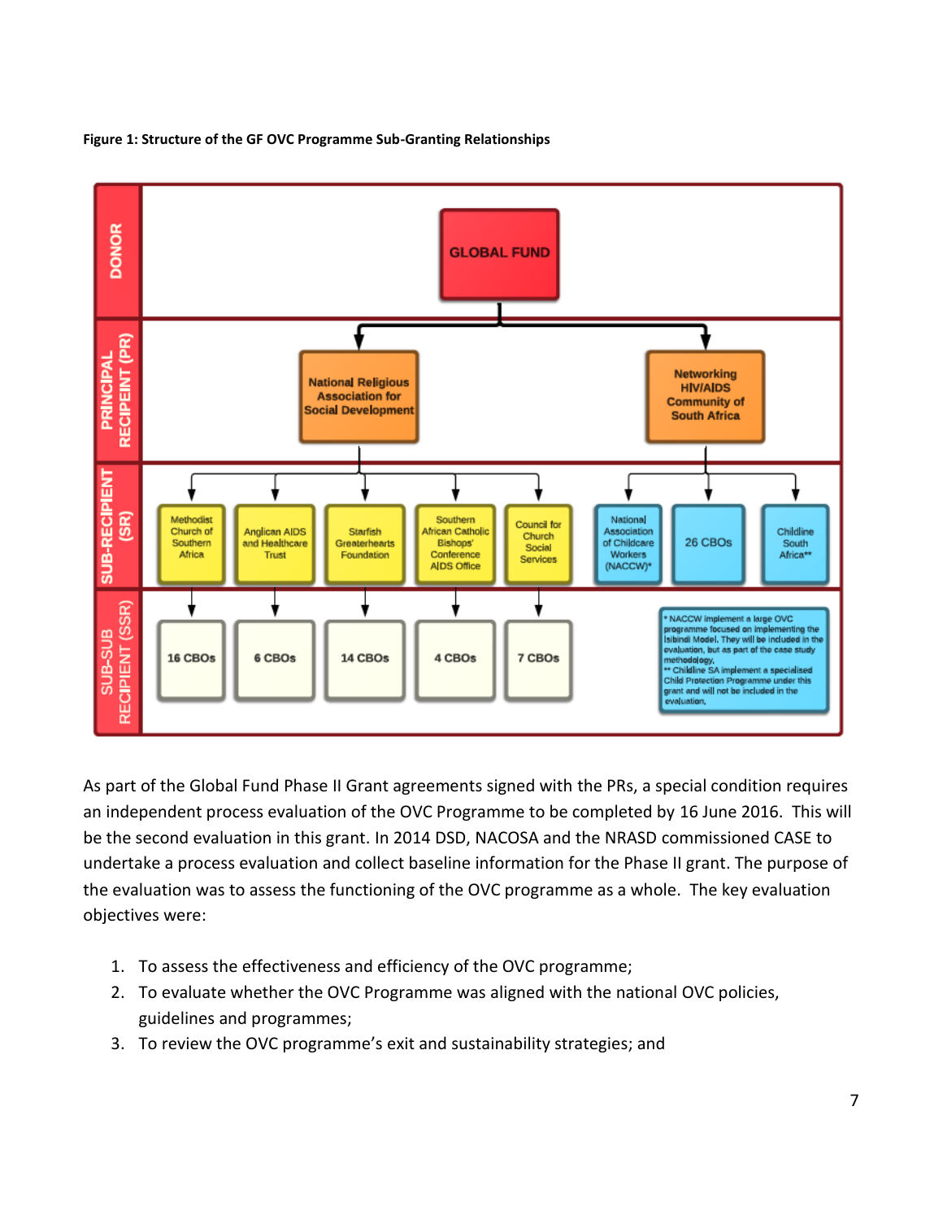**Figure 1: Structure of the GF OVC Programme Sub-Granting Relationships**

**DONOR**
- GLOBAL FUND

**PRINCIPAL RECIPEINT (PR)**
- National Religious Association for Social Development
- Networking HIV/AIDS Community of South Africa

**SUB-RECIPIENT (SR)**
- Under National Religious Association for Social Development:
  - Methodist Church of Southern Africa → 16 CBOs
  - Anglican AIDS and Healthcare Trust → 6 CBOs
  - Starfish Greaterhearts Foundation → 14 CBOs
  - Southern African Catholic Bishops' Conference AIDS Office → 4 CBOs
  - Council for Church Social Services → 7 CBOs
- Under Networking HIV/AIDS Community of South Africa:
  - National Association of Childcare Workers (NACCW)*
  - 26 CBOs
  - Childline South Africa**

**SUB-SUB RECIPEINT (SSR)**
- 16 CBOs
- 6 CBOs
- 14 CBOs
- 4 CBOs
- 7 CBOs

\* NACCW implement a large OVC programme focused on implementing the Isibindi Model. They will be included in the evaluation, but as part of the case study methodology.
\*\* Childline SA implement a specialised Child Protection Programme under this grant and will not be included in the evaluation.

As part of the Global Fund Phase II Grant agreements signed with the PRs, a special condition requires an independent process evaluation of the OVC Programme to be completed by 16 June 2016. This will be the second evaluation in this grant. In 2014 DSD, NACOSA and the NRASD commissioned CASE to undertake a process evaluation and collect baseline information for the Phase II grant. The purpose of the evaluation was to assess the functioning of the OVC programme as a whole. The key evaluation objectives were:

1. To assess the effectiveness and efficiency of the OVC programme;
2. To evaluate whether the OVC Programme was aligned with the national OVC policies, guidelines and programmes;
3. To review the OVC programme's exit and sustainability strategies; and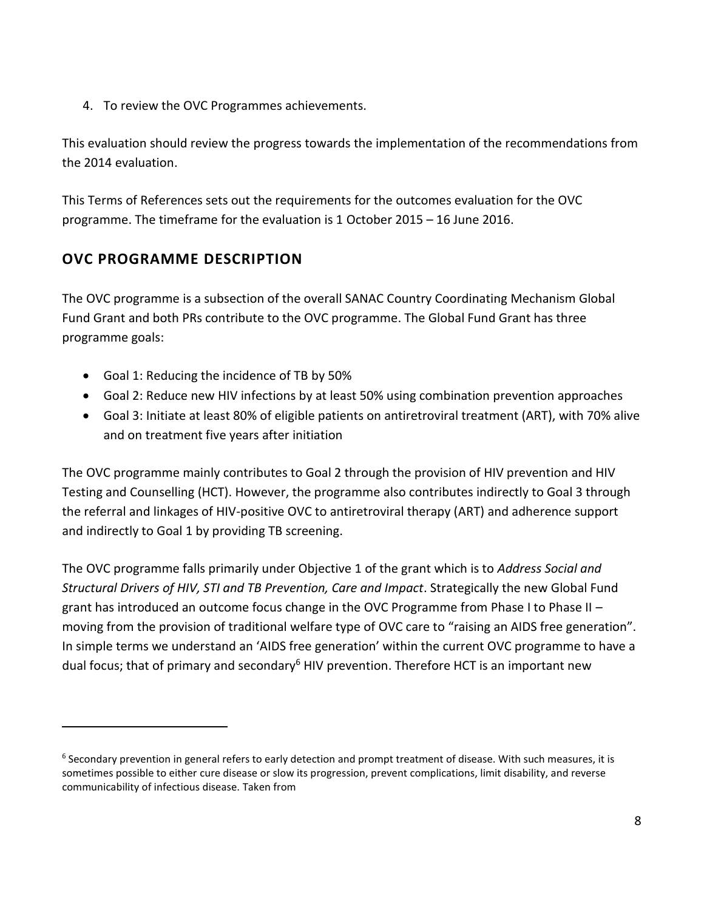4. To review the OVC Programmes achievements.

This evaluation should review the progress towards the implementation of the recommendations from the 2014 evaluation.

This Terms of References sets out the requirements for the outcomes evaluation for the OVC programme. The timeframe for the evaluation is 1 October 2015 – 16 June 2016.

## OVC PROGRAMME DESCRIPTION

The OVC programme is a subsection of the overall SANAC Country Coordinating Mechanism Global Fund Grant and both PRs contribute to the OVC programme. The Global Fund Grant has three programme goals:

- Goal 1: Reducing the incidence of TB by 50%
- Goal 2: Reduce new HIV infections by at least 50% using combination prevention approaches
- Goal 3: Initiate at least 80% of eligible patients on antiretroviral treatment (ART), with 70% alive and on treatment five years after initiation

The OVC programme mainly contributes to Goal 2 through the provision of HIV prevention and HIV Testing and Counselling (HCT). However, the programme also contributes indirectly to Goal 3 through the referral and linkages of HIV-positive OVC to antiretroviral therapy (ART) and adherence support and indirectly to Goal 1 by providing TB screening.

The OVC programme falls primarily under Objective 1 of the grant which is to *Address Social and Structural Drivers of HIV, STI and TB Prevention, Care and Impact*. Strategically the new Global Fund grant has introduced an outcome focus change in the OVC Programme from Phase I to Phase II – moving from the provision of traditional welfare type of OVC care to "raising an AIDS free generation". In simple terms we understand an 'AIDS free generation' within the current OVC programme to have a dual focus; that of primary and secondary[6] HIV prevention. Therefore HCT is an important new

---

[6] Secondary prevention in general refers to early detection and prompt treatment of disease. With such measures, it is sometimes possible to either cure disease or slow its progression, prevent complications, limit disability, and reverse communicability of infectious disease. Taken from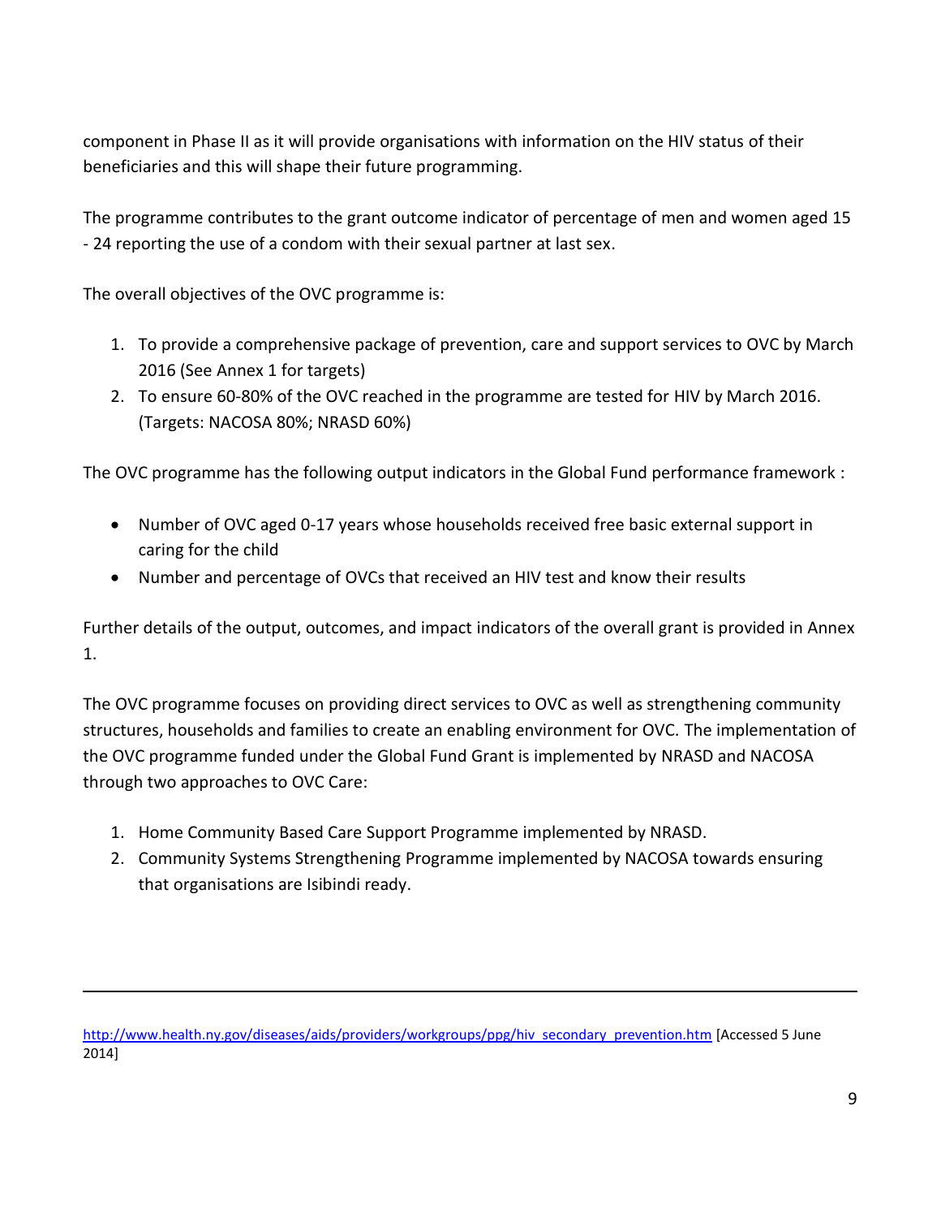component in Phase II as it will provide organisations with information on the HIV status of their beneficiaries and this will shape their future programming.

The programme contributes to the grant outcome indicator of percentage of men and women aged 15 - 24 reporting the use of a condom with their sexual partner at last sex.

The overall objectives of the OVC programme is:

1. To provide a comprehensive package of prevention, care and support services to OVC by March 2016 (See Annex 1 for targets)
2. To ensure 60-80% of the OVC reached in the programme are tested for HIV by March 2016. (Targets: NACOSA 80%; NRASD 60%)

The OVC programme has the following output indicators in the Global Fund performance framework :

- Number of OVC aged 0-17 years whose households received free basic external support in caring for the child
- Number and percentage of OVCs that received an HIV test and know their results

Further details of the output, outcomes, and impact indicators of the overall grant is provided in Annex 1.

The OVC programme focuses on providing direct services to OVC as well as strengthening community structures, households and families to create an enabling environment for OVC. The implementation of the OVC programme funded under the Global Fund Grant is implemented by NRASD and NACOSA through two approaches to OVC Care:

1. Home Community Based Care Support Programme implemented by NRASD.
2. Community Systems Strengthening Programme implemented by NACOSA towards ensuring that organisations are Isibindi ready.

---

http://www.health.ny.gov/diseases/aids/providers/workgroups/ppg/hiv_secondary_prevention.htm [Accessed 5 June 2014]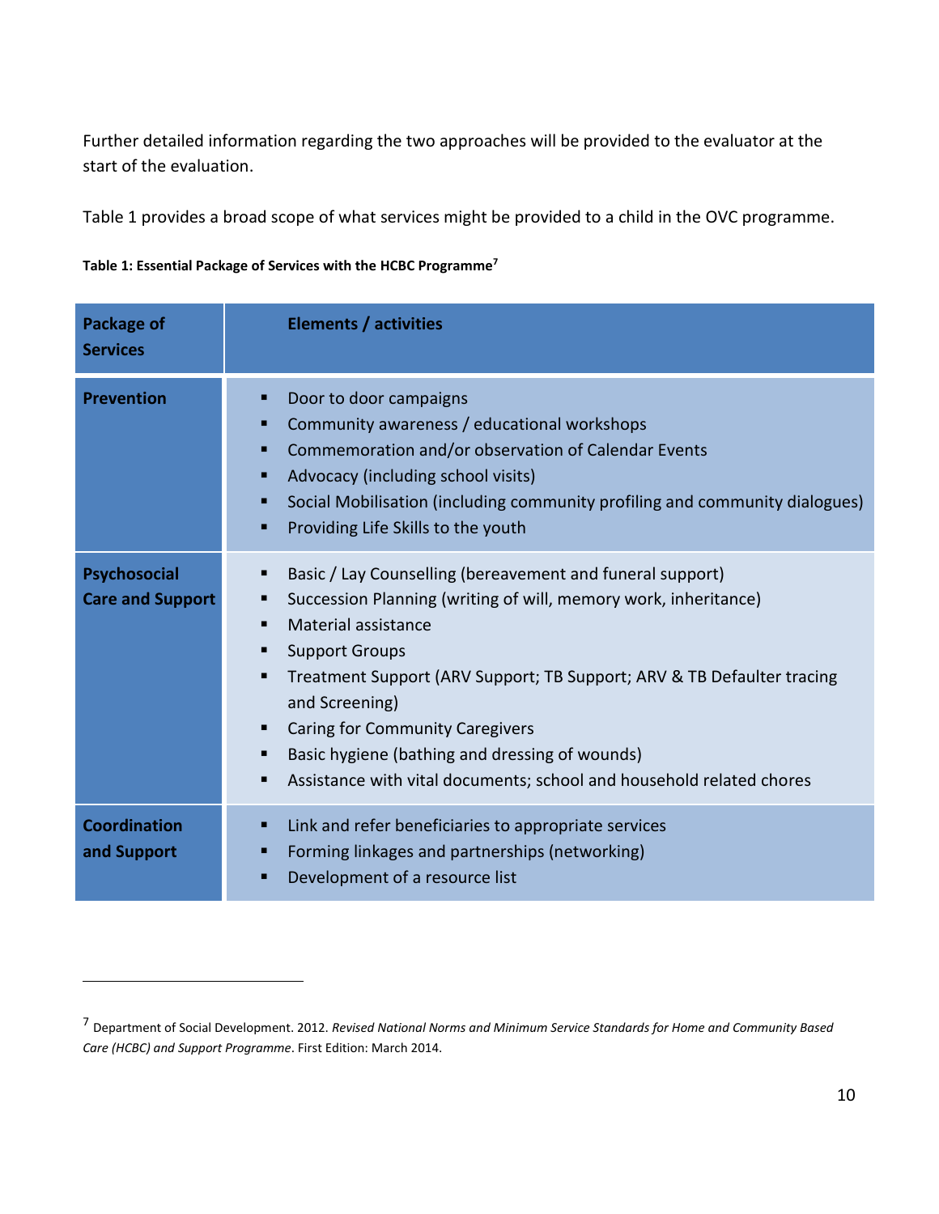Further detailed information regarding the two approaches will be provided to the evaluator at the start of the evaluation.

Table 1 provides a broad scope of what services might be provided to a child in the OVC programme.

**Table 1: Essential Package of Services with the HCBC Programme**[7]

| Package of Services | Elements / activities |
|---|---|
| **Prevention** | ▪ Door to door campaigns<br>▪ Community awareness / educational workshops<br>▪ Commemoration and/or observation of Calendar Events<br>▪ Advocacy (including school visits)<br>▪ Social Mobilisation (including community profiling and community dialogues)<br>▪ Providing Life Skills to the youth |
| **Psychosocial Care and Support** | ▪ Basic / Lay Counselling (bereavement and funeral support)<br>▪ Succession Planning (writing of will, memory work, inheritance)<br>▪ Material assistance<br>▪ Support Groups<br>▪ Treatment Support (ARV Support; TB Support; ARV & TB Defaulter tracing and Screening)<br>▪ Caring for Community Caregivers<br>▪ Basic hygiene (bathing and dressing of wounds)<br>▪ Assistance with vital documents; school and household related chores |
| **Coordination and Support** | ▪ Link and refer beneficiaries to appropriate services<br>▪ Forming linkages and partnerships (networking)<br>▪ Development of a resource list |

[7] Department of Social Development. 2012. *Revised National Norms and Minimum Service Standards for Home and Community Based Care (HCBC) and Support Programme*. First Edition: March 2014.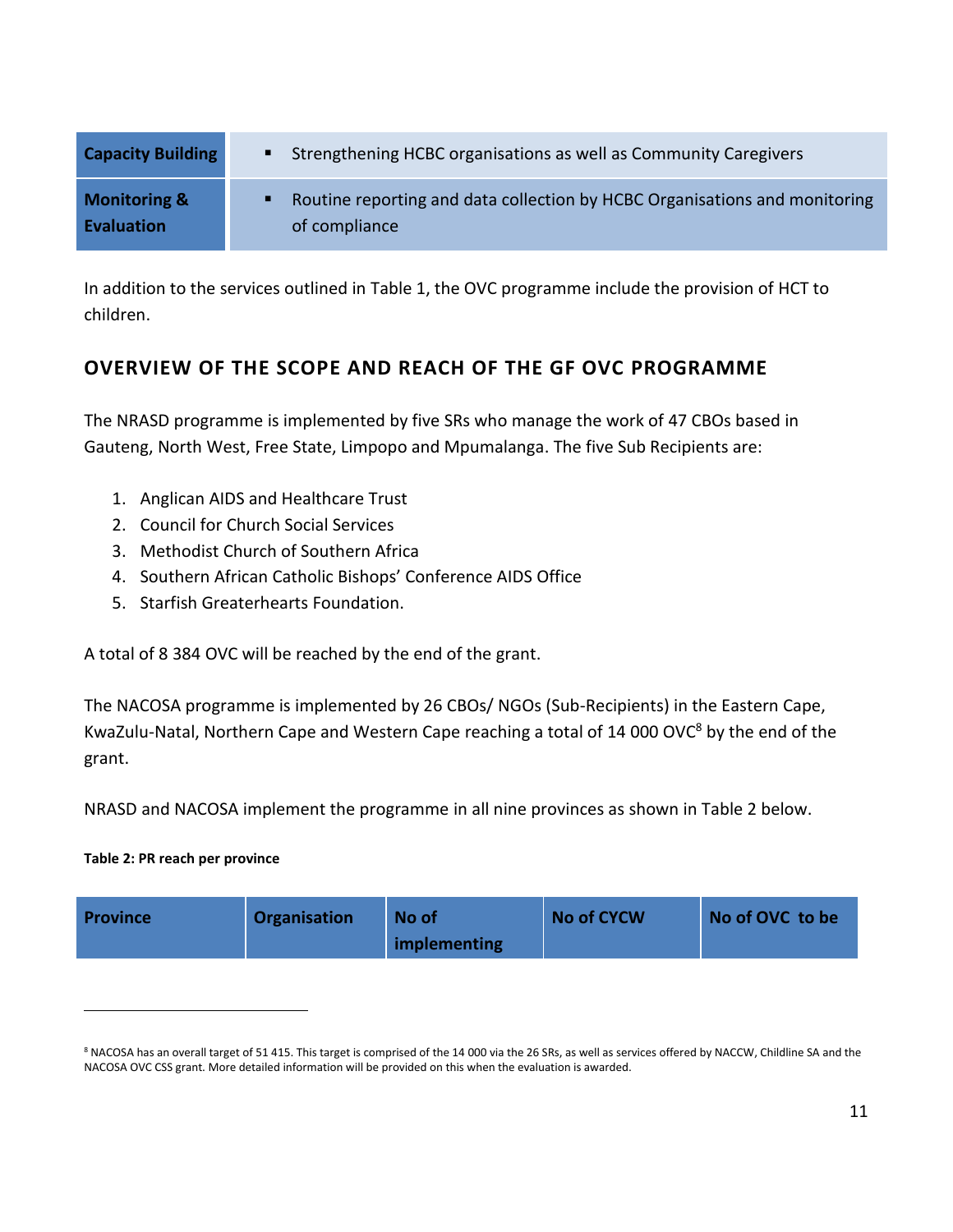| Capacity Building | ▪ Strengthening HCBC organisations as well as Community Caregivers |
|---|---|
| Monitoring & Evaluation | ▪ Routine reporting and data collection by HCBC Organisations and monitoring of compliance |

In addition to the services outlined in Table 1, the OVC programme include the provision of HCT to children.

## OVERVIEW OF THE SCOPE AND REACH OF THE GF OVC PROGRAMME

The NRASD programme is implemented by five SRs who manage the work of 47 CBOs based in Gauteng, North West, Free State, Limpopo and Mpumalanga. The five Sub Recipients are:

1. Anglican AIDS and Healthcare Trust
2. Council for Church Social Services
3. Methodist Church of Southern Africa
4. Southern African Catholic Bishops' Conference AIDS Office
5. Starfish Greaterhearts Foundation.

A total of 8 384 OVC will be reached by the end of the grant.

The NACOSA programme is implemented by 26 CBOs/ NGOs (Sub-Recipients) in the Eastern Cape, KwaZulu-Natal, Northern Cape and Western Cape reaching a total of 14 000 OVC[8] by the end of the grant.

NRASD and NACOSA implement the programme in all nine provinces as shown in Table 2 below.

**Table 2: PR reach per province**

| Province | Organisation | No of implementing | No of CYCW | No of OVC to be |
|---|---|---|---|---|

[8] NACOSA has an overall target of 51 415. This target is comprised of the 14 000 via the 26 SRs, as well as services offered by NACCW, Childline SA and the NACOSA OVC CSS grant. More detailed information will be provided on this when the evaluation is awarded.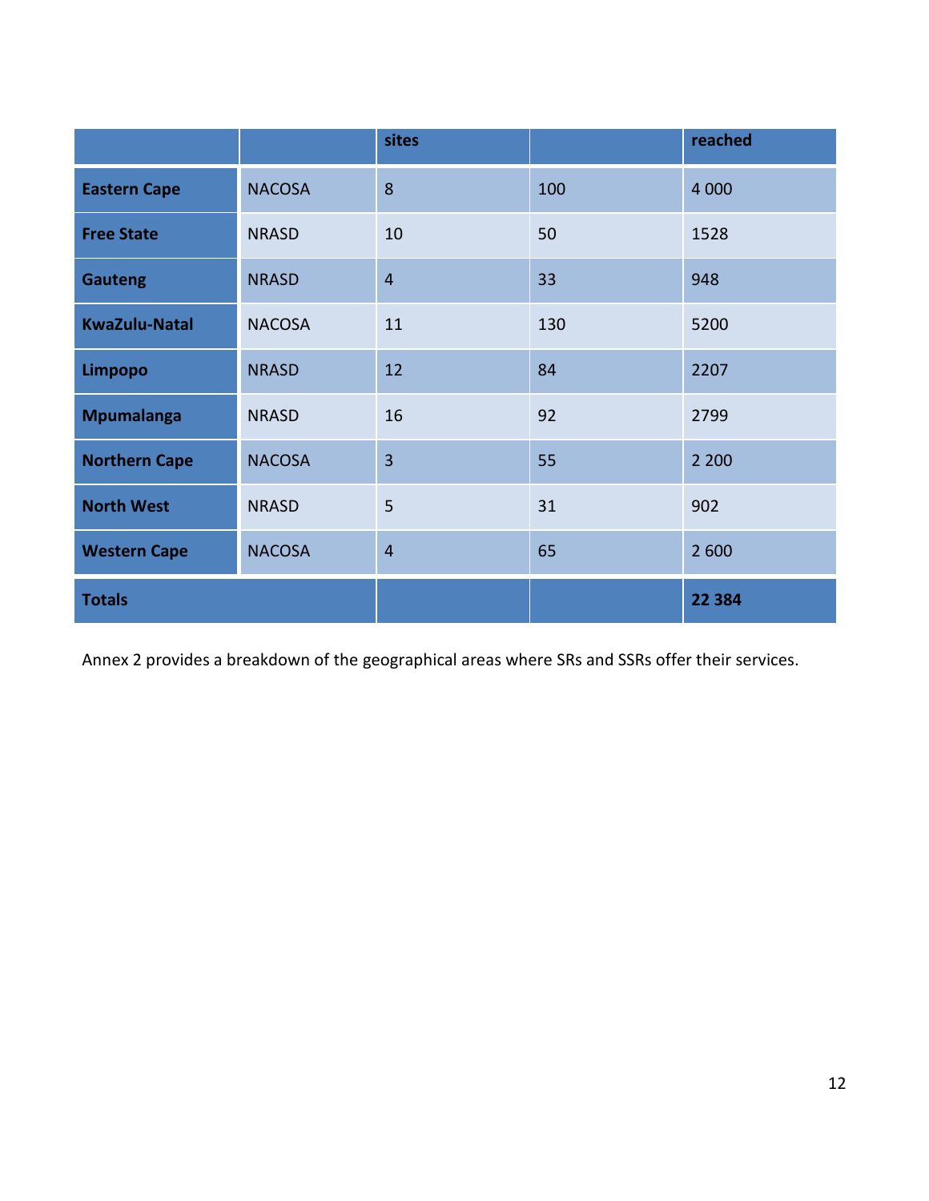| | | sites | | reached |
|---|---|---|---|---|
| **Eastern Cape** | NACOSA | 8 | 100 | 4 000 |
| **Free State** | NRASD | 10 | 50 | 1528 |
| **Gauteng** | NRASD | 4 | 33 | 948 |
| **KwaZulu-Natal** | NACOSA | 11 | 130 | 5200 |
| **Limpopo** | NRASD | 12 | 84 | 2207 |
| **Mpumalanga** | NRASD | 16 | 92 | 2799 |
| **Northern Cape** | NACOSA | 3 | 55 | 2 200 |
| **North West** | NRASD | 5 | 31 | 902 |
| **Western Cape** | NACOSA | 4 | 65 | 2 600 |
| **Totals** | | | | **22 384** |

Annex 2 provides a breakdown of the geographical areas where SRs and SSRs offer their services.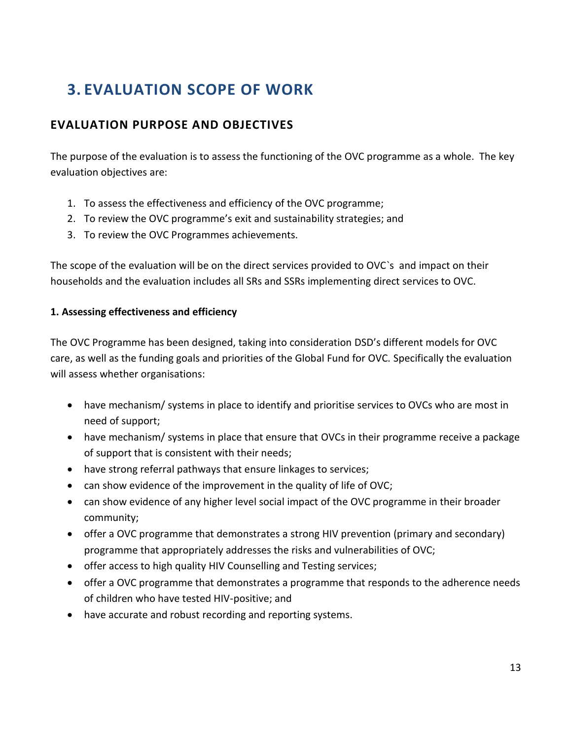# 3. EVALUATION SCOPE OF WORK

## EVALUATION PURPOSE AND OBJECTIVES

The purpose of the evaluation is to assess the functioning of the OVC programme as a whole. The key evaluation objectives are:

1. To assess the effectiveness and efficiency of the OVC programme;
2. To review the OVC programme's exit and sustainability strategies; and
3. To review the OVC Programmes achievements.

The scope of the evaluation will be on the direct services provided to OVC`s and impact on their households and the evaluation includes all SRs and SSRs implementing direct services to OVC.

**1. Assessing effectiveness and efficiency**

The OVC Programme has been designed, taking into consideration DSD's different models for OVC care, as well as the funding goals and priorities of the Global Fund for OVC. Specifically the evaluation will assess whether organisations:

- have mechanism/ systems in place to identify and prioritise services to OVCs who are most in need of support;
- have mechanism/ systems in place that ensure that OVCs in their programme receive a package of support that is consistent with their needs;
- have strong referral pathways that ensure linkages to services;
- can show evidence of the improvement in the quality of life of OVC;
- can show evidence of any higher level social impact of the OVC programme in their broader community;
- offer a OVC programme that demonstrates a strong HIV prevention (primary and secondary) programme that appropriately addresses the risks and vulnerabilities of OVC;
- offer access to high quality HIV Counselling and Testing services;
- offer a OVC programme that demonstrates a programme that responds to the adherence needs of children who have tested HIV-positive; and
- have accurate and robust recording and reporting systems.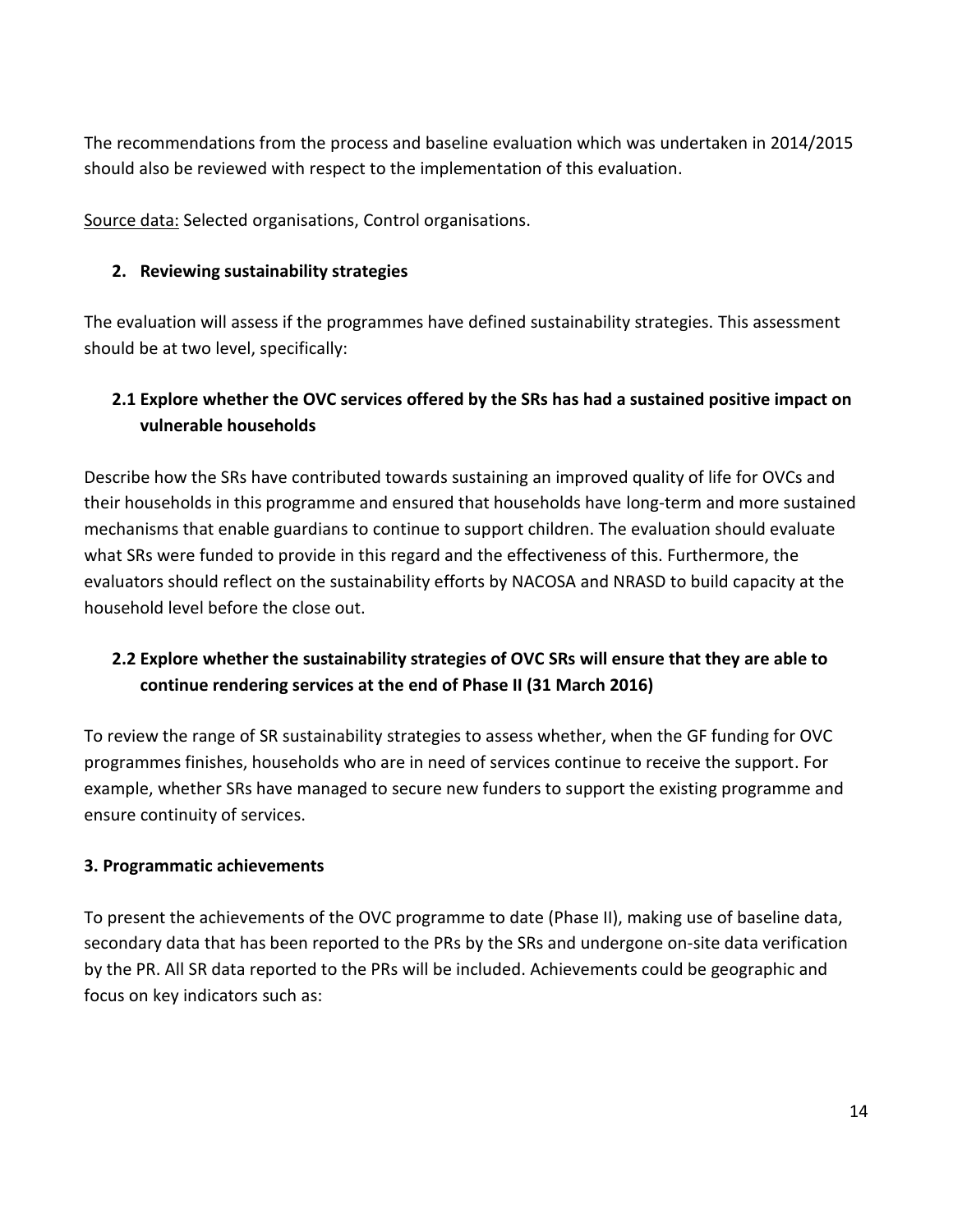The recommendations from the process and baseline evaluation which was undertaken in 2014/2015 should also be reviewed with respect to the implementation of this evaluation.

Source data: Selected organisations, Control organisations.

**2. Reviewing sustainability strategies**

The evaluation will assess if the programmes have defined sustainability strategies. This assessment should be at two level, specifically:

**2.1 Explore whether the OVC services offered by the SRs has had a sustained positive impact on vulnerable households**

Describe how the SRs have contributed towards sustaining an improved quality of life for OVCs and their households in this programme and ensured that households have long-term and more sustained mechanisms that enable guardians to continue to support children. The evaluation should evaluate what SRs were funded to provide in this regard and the effectiveness of this. Furthermore, the evaluators should reflect on the sustainability efforts by NACOSA and NRASD to build capacity at the household level before the close out.

**2.2 Explore whether the sustainability strategies of OVC SRs will ensure that they are able to continue rendering services at the end of Phase II (31 March 2016)**

To review the range of SR sustainability strategies to assess whether, when the GF funding for OVC programmes finishes, households who are in need of services continue to receive the support. For example, whether SRs have managed to secure new funders to support the existing programme and ensure continuity of services.

**3. Programmatic achievements**

To present the achievements of the OVC programme to date (Phase II), making use of baseline data, secondary data that has been reported to the PRs by the SRs and undergone on-site data verification by the PR. All SR data reported to the PRs will be included. Achievements could be geographic and focus on key indicators such as: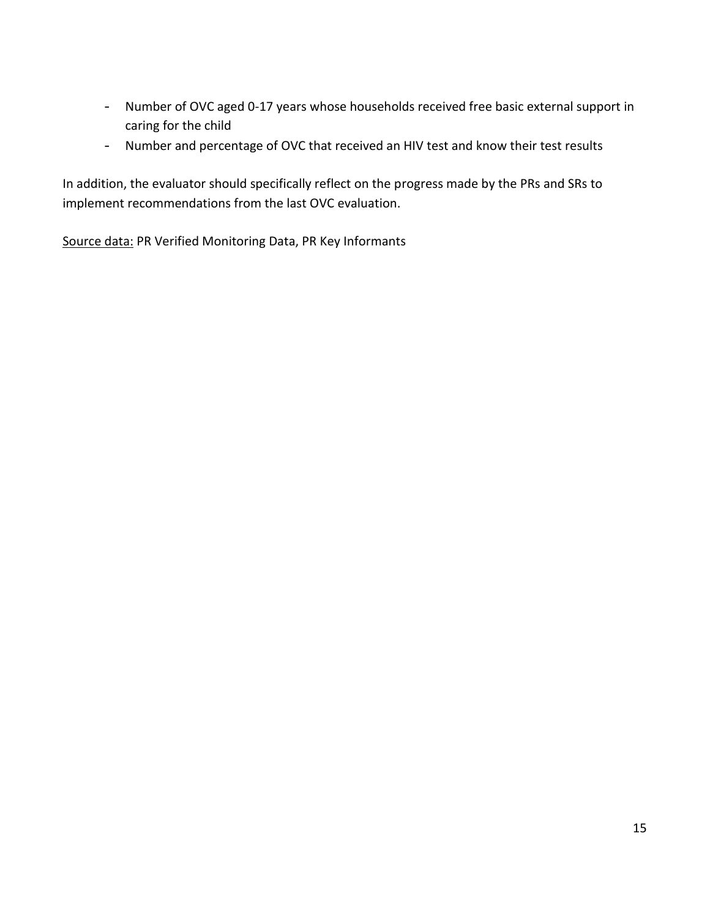- Number of OVC aged 0-17 years whose households received free basic external support in caring for the child
- Number and percentage of OVC that received an HIV test and know their test results

In addition, the evaluator should specifically reflect on the progress made by the PRs and SRs to implement recommendations from the last OVC evaluation.

<u>Source data:</u> PR Verified Monitoring Data, PR Key Informants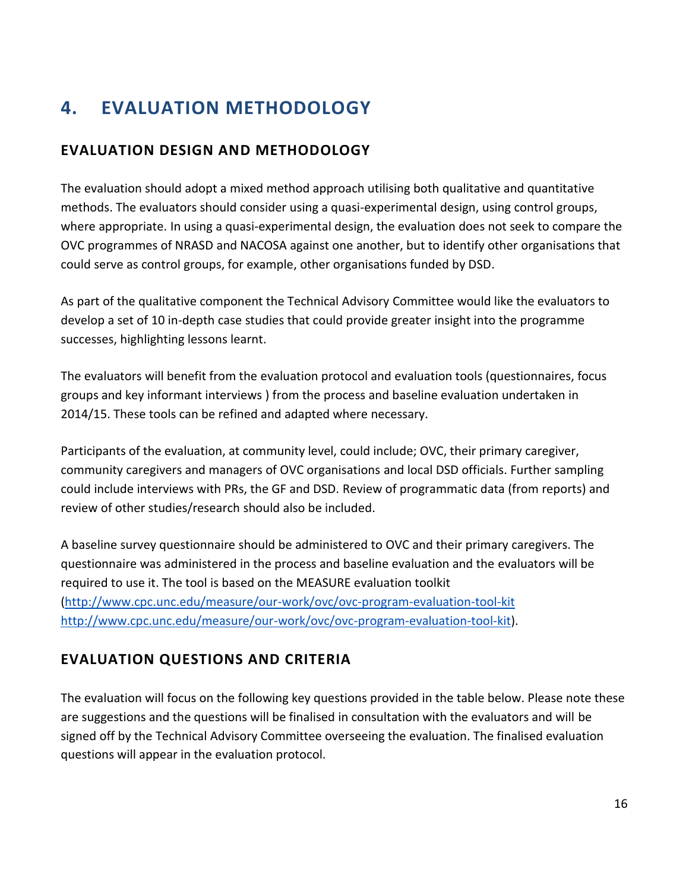# 4. EVALUATION METHODOLOGY

## EVALUATION DESIGN AND METHODOLOGY

The evaluation should adopt a mixed method approach utilising both qualitative and quantitative methods. The evaluators should consider using a quasi-experimental design, using control groups, where appropriate. In using a quasi-experimental design, the evaluation does not seek to compare the OVC programmes of NRASD and NACOSA against one another, but to identify other organisations that could serve as control groups, for example, other organisations funded by DSD.

As part of the qualitative component the Technical Advisory Committee would like the evaluators to develop a set of 10 in-depth case studies that could provide greater insight into the programme successes, highlighting lessons learnt.

The evaluators will benefit from the evaluation protocol and evaluation tools (questionnaires, focus groups and key informant interviews ) from the process and baseline evaluation undertaken in 2014/15. These tools can be refined and adapted where necessary.

Participants of the evaluation, at community level, could include; OVC, their primary caregiver, community caregivers and managers of OVC organisations and local DSD officials. Further sampling could include interviews with PRs, the GF and DSD. Review of programmatic data (from reports) and review of other studies/research should also be included.

A baseline survey questionnaire should be administered to OVC and their primary caregivers. The questionnaire was administered in the process and baseline evaluation and the evaluators will be required to use it. The tool is based on the MEASURE evaluation toolkit (http://www.cpc.unc.edu/measure/our-work/ovc/ovc-program-evaluation-tool-kit http://www.cpc.unc.edu/measure/our-work/ovc/ovc-program-evaluation-tool-kit).

## EVALUATION QUESTIONS AND CRITERIA

The evaluation will focus on the following key questions provided in the table below. Please note these are suggestions and the questions will be finalised in consultation with the evaluators and will be signed off by the Technical Advisory Committee overseeing the evaluation. The finalised evaluation questions will appear in the evaluation protocol.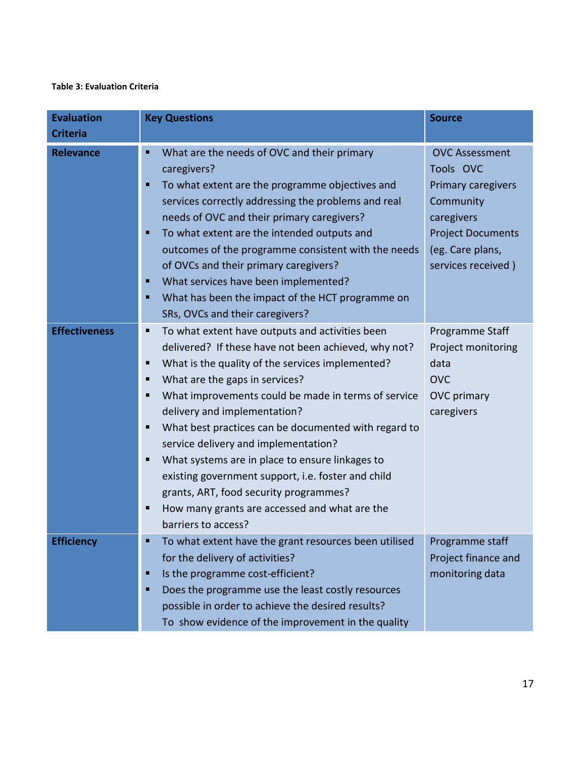**Table 3: Evaluation Criteria**

| Evaluation Criteria | Key Questions | Source |
|---|---|---|
| **Relevance** | ▪ What are the needs of OVC and their primary caregivers?<br>▪ To what extent are the programme objectives and services correctly addressing the problems and real needs of OVC and their primary caregivers?<br>▪ To what extent are the intended outputs and outcomes of the programme consistent with the needs of OVCs and their primary caregivers?<br>▪ What services have been implemented?<br>▪ What has been the impact of the HCT programme on SRs, OVCs and their caregivers? | OVC Assessment Tools OVC<br>Primary caregivers<br>Community caregivers<br>Project Documents (eg. Care plans, services received ) |
| **Effectiveness** | ▪ To what extent have outputs and activities been delivered? If these have not been achieved, why not?<br>▪ What is the quality of the services implemented?<br>▪ What are the gaps in services?<br>▪ What improvements could be made in terms of service delivery and implementation?<br>▪ What best practices can be documented with regard to service delivery and implementation?<br>▪ What systems are in place to ensure linkages to existing government support, i.e. foster and child grants, ART, food security programmes?<br>▪ How many grants are accessed and what are the barriers to access? | Programme Staff<br>Project monitoring data<br>OVC<br>OVC primary caregivers |
| **Efficiency** | ▪ To what extent have the grant resources been utilised for the delivery of activities?<br>▪ Is the programme cost-efficient?<br>▪ Does the programme use the least costly resources possible in order to achieve the desired results?<br>To show evidence of the improvement in the quality | Programme staff<br>Project finance and monitoring data |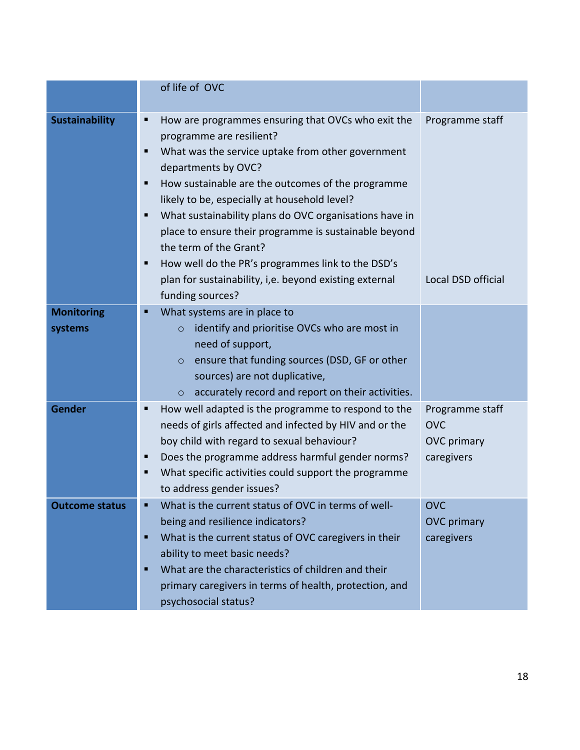| | | |
|---|---|---|
| | of life of OVC | |
| **Sustainability** | ▪ How are programmes ensuring that OVCs who exit the programme are resilient?<br>▪ What was the service uptake from other government departments by OVC?<br>▪ How sustainable are the outcomes of the programme likely to be, especially at household level?<br>▪ What sustainability plans do OVC organisations have in place to ensure their programme is sustainable beyond the term of the Grant?<br>▪ How well do the PR's programmes link to the DSD's plan for sustainability, i,e. beyond existing external funding sources? | Programme staff<br><br><br><br><br><br><br><br><br>Local DSD official |
| **Monitoring systems** | ▪ What systems are in place to<br>  ○ identify and prioritise OVCs who are most in need of support,<br>  ○ ensure that funding sources (DSD, GF or other sources) are not duplicative,<br>  ○ accurately record and report on their activities. | |
| **Gender** | ▪ How well adapted is the programme to respond to the needs of girls affected and infected by HIV and or the boy child with regard to sexual behaviour?<br>▪ Does the programme address harmful gender norms?<br>▪ What specific activities could support the programme to address gender issues? | Programme staff<br>OVC<br>OVC primary caregivers |
| **Outcome status** | ▪ What is the current status of OVC in terms of well-being and resilience indicators?<br>▪ What is the current status of OVC caregivers in their ability to meet basic needs?<br>▪ What are the characteristics of children and their primary caregivers in terms of health, protection, and psychosocial status? | OVC<br>OVC primary caregivers |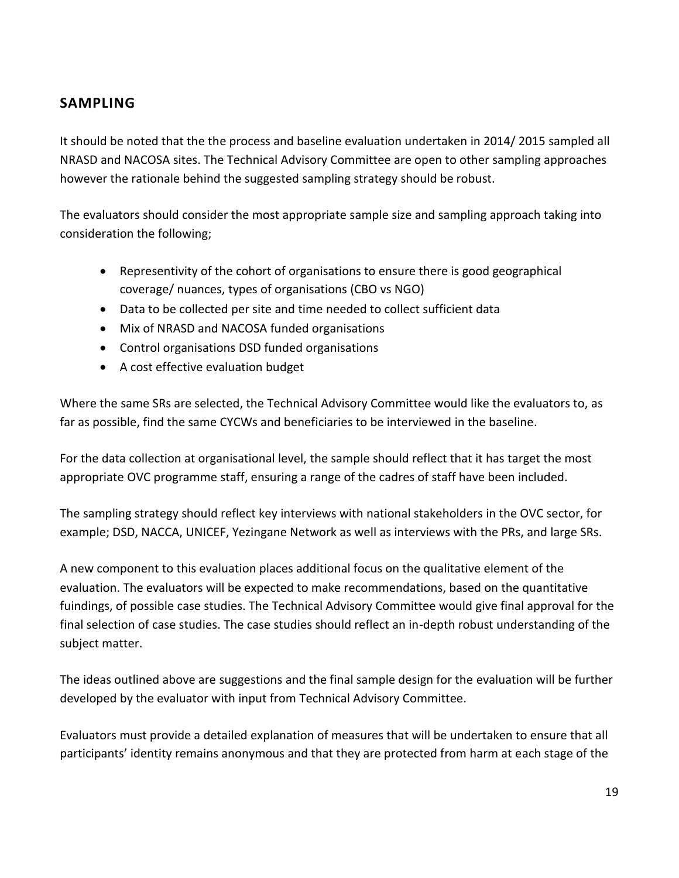## SAMPLING

It should be noted that the the process and baseline evaluation undertaken in 2014/ 2015 sampled all NRASD and NACOSA sites. The Technical Advisory Committee are open to other sampling approaches however the rationale behind the suggested sampling strategy should be robust.

The evaluators should consider the most appropriate sample size and sampling approach taking into consideration the following;

- Representivity of the cohort of organisations to ensure there is good geographical coverage/ nuances, types of organisations (CBO vs NGO)
- Data to be collected per site and time needed to collect sufficient data
- Mix of NRASD and NACOSA funded organisations
- Control organisations DSD funded organisations
- A cost effective evaluation budget

Where the same SRs are selected, the Technical Advisory Committee would like the evaluators to, as far as possible, find the same CYCWs and beneficiaries to be interviewed in the baseline.

For the data collection at organisational level, the sample should reflect that it has target the most appropriate OVC programme staff, ensuring a range of the cadres of staff have been included.

The sampling strategy should reflect key interviews with national stakeholders in the OVC sector, for example; DSD, NACCA, UNICEF, Yezingane Network as well as interviews with the PRs, and large SRs.

A new component to this evaluation places additional focus on the qualitative element of the evaluation. The evaluators will be expected to make recommendations, based on the quantitative fuindings, of possible case studies. The Technical Advisory Committee would give final approval for the final selection of case studies. The case studies should reflect an in-depth robust understanding of the subject matter.

The ideas outlined above are suggestions and the final sample design for the evaluation will be further developed by the evaluator with input from Technical Advisory Committee.

Evaluators must provide a detailed explanation of measures that will be undertaken to ensure that all participants' identity remains anonymous and that they are protected from harm at each stage of the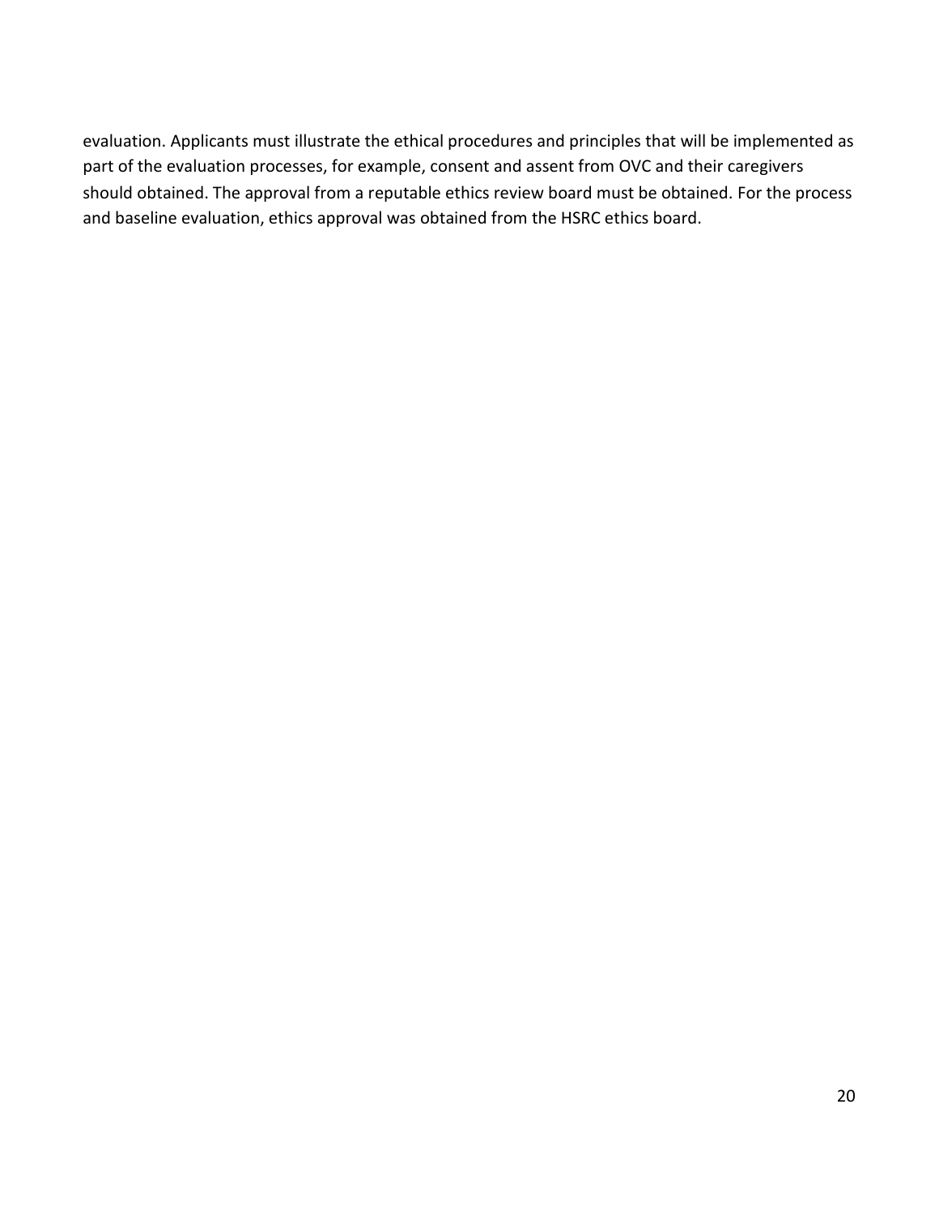evaluation. Applicants must illustrate the ethical procedures and principles that will be implemented as part of the evaluation processes, for example, consent and assent from OVC and their caregivers should obtained. The approval from a reputable ethics review board must be obtained. For the process and baseline evaluation, ethics approval was obtained from the HSRC ethics board.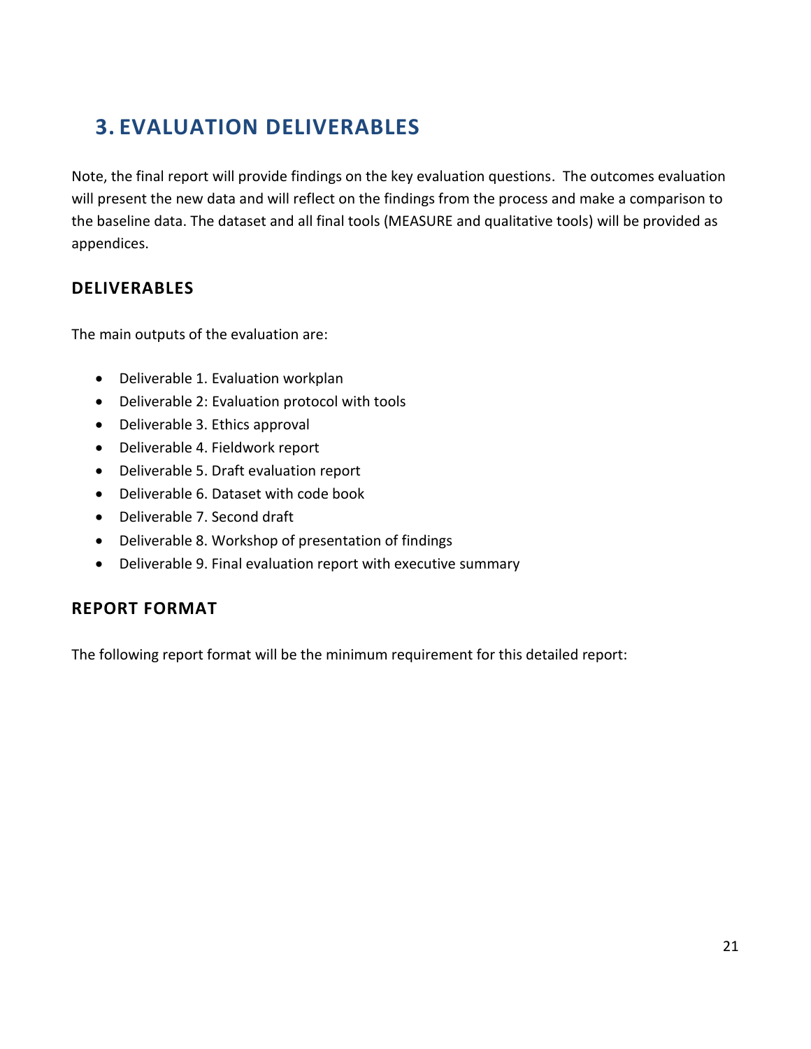# 3. EVALUATION DELIVERABLES

Note, the final report will provide findings on the key evaluation questions. The outcomes evaluation will present the new data and will reflect on the findings from the process and make a comparison to the baseline data. The dataset and all final tools (MEASURE and qualitative tools) will be provided as appendices.

## DELIVERABLES

The main outputs of the evaluation are:

- Deliverable 1. Evaluation workplan
- Deliverable 2: Evaluation protocol with tools
- Deliverable 3. Ethics approval
- Deliverable 4. Fieldwork report
- Deliverable 5. Draft evaluation report
- Deliverable 6. Dataset with code book
- Deliverable 7. Second draft
- Deliverable 8. Workshop of presentation of findings
- Deliverable 9. Final evaluation report with executive summary

## REPORT FORMAT

The following report format will be the minimum requirement for this detailed report: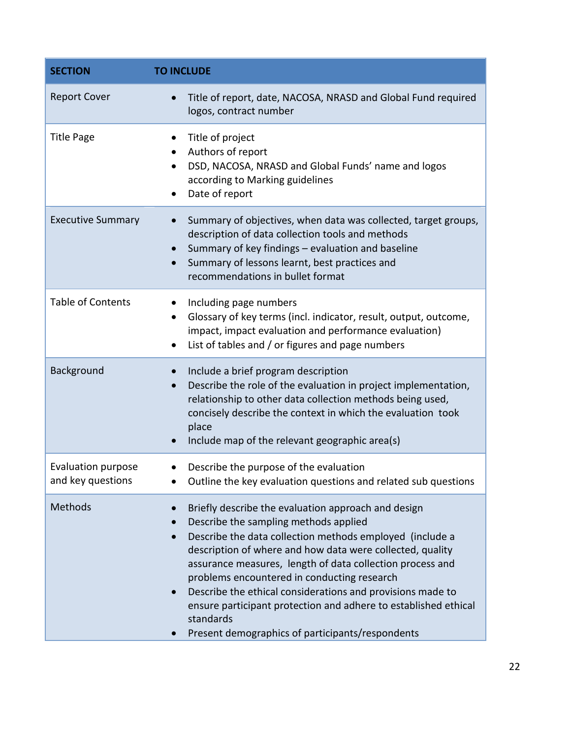| SECTION | TO INCLUDE |
|---|---|
| Report Cover | • Title of report, date, NACOSA, NRASD and Global Fund required logos, contract number |
| Title Page | • Title of project<br>• Authors of report<br>• DSD, NACOSA, NRASD and Global Funds' name and logos according to Marking guidelines<br>• Date of report |
| Executive Summary | • Summary of objectives, when data was collected, target groups, description of data collection tools and methods<br>• Summary of key findings – evaluation and baseline<br>• Summary of lessons learnt, best practices and recommendations in bullet format |
| Table of Contents | • Including page numbers<br>• Glossary of key terms (incl. indicator, result, output, outcome, impact, impact evaluation and performance evaluation)<br>• List of tables and / or figures and page numbers |
| Background | • Include a brief program description<br>• Describe the role of the evaluation in project implementation, relationship to other data collection methods being used, concisely describe the context in which the evaluation took place<br>• Include map of the relevant geographic area(s) |
| Evaluation purpose and key questions | • Describe the purpose of the evaluation<br>• Outline the key evaluation questions and related sub questions |
| Methods | • Briefly describe the evaluation approach and design<br>• Describe the sampling methods applied<br>• Describe the data collection methods employed (include a description of where and how data were collected, quality assurance measures, length of data collection process and problems encountered in conducting research<br>• Describe the ethical considerations and provisions made to ensure participant protection and adhere to established ethical standards<br>• Present demographics of participants/respondents |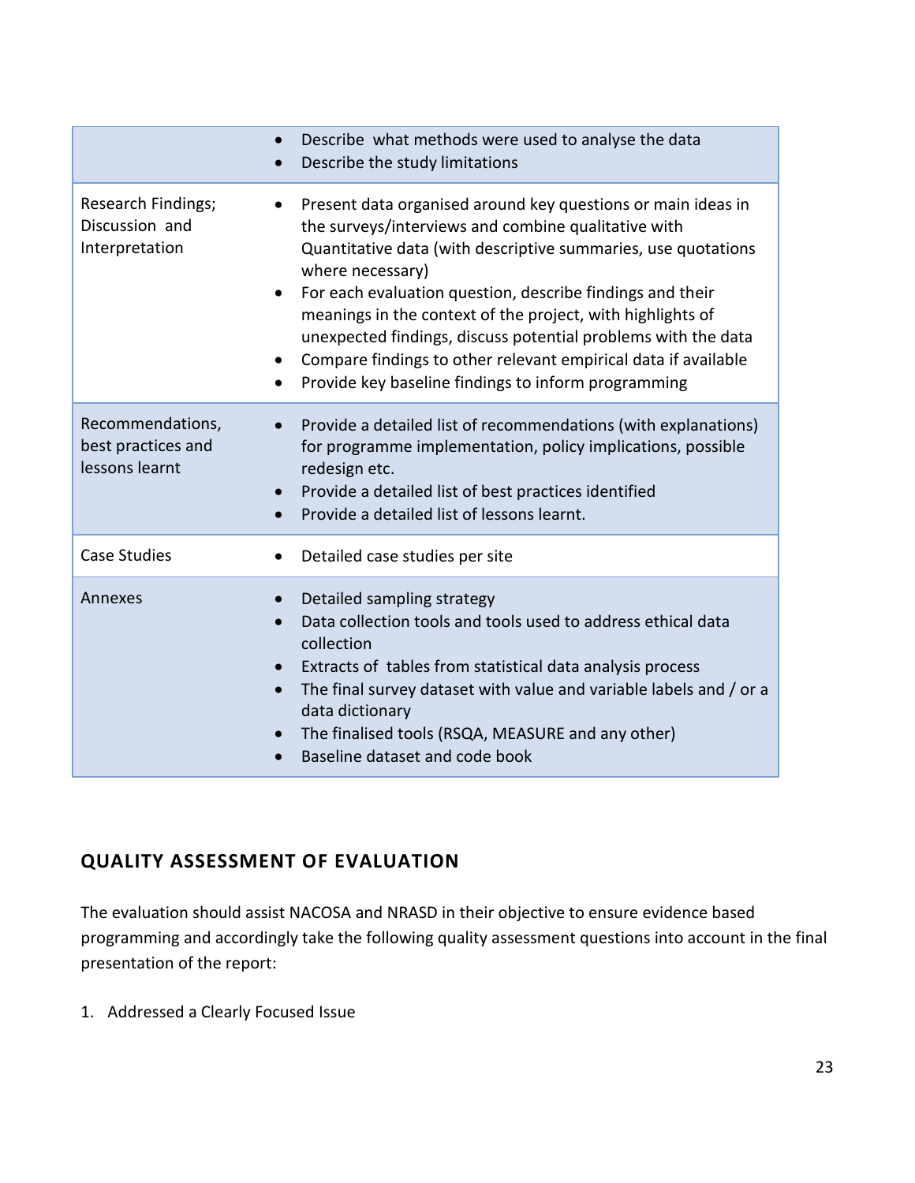| | |
|---|---|
| | • Describe what methods were used to analyse the data<br>• Describe the study limitations |
| Research Findings; Discussion and Interpretation | • Present data organised around key questions or main ideas in the surveys/interviews and combine qualitative with Quantitative data (with descriptive summaries, use quotations where necessary)<br>• For each evaluation question, describe findings and their meanings in the context of the project, with highlights of unexpected findings, discuss potential problems with the data<br>• Compare findings to other relevant empirical data if available<br>• Provide key baseline findings to inform programming |
| Recommendations, best practices and lessons learnt | • Provide a detailed list of recommendations (with explanations) for programme implementation, policy implications, possible redesign etc.<br>• Provide a detailed list of best practices identified<br>• Provide a detailed list of lessons learnt. |
| Case Studies | • Detailed case studies per site |
| Annexes | • Detailed sampling strategy<br>• Data collection tools and tools used to address ethical data collection<br>• Extracts of tables from statistical data analysis process<br>• The final survey dataset with value and variable labels and / or a data dictionary<br>• The finalised tools (RSQA, MEASURE and any other)<br>• Baseline dataset and code book |

## QUALITY ASSESSMENT OF EVALUATION

The evaluation should assist NACOSA and NRASD in their objective to ensure evidence based programming and accordingly take the following quality assessment questions into account in the final presentation of the report:

1. Addressed a Clearly Focused Issue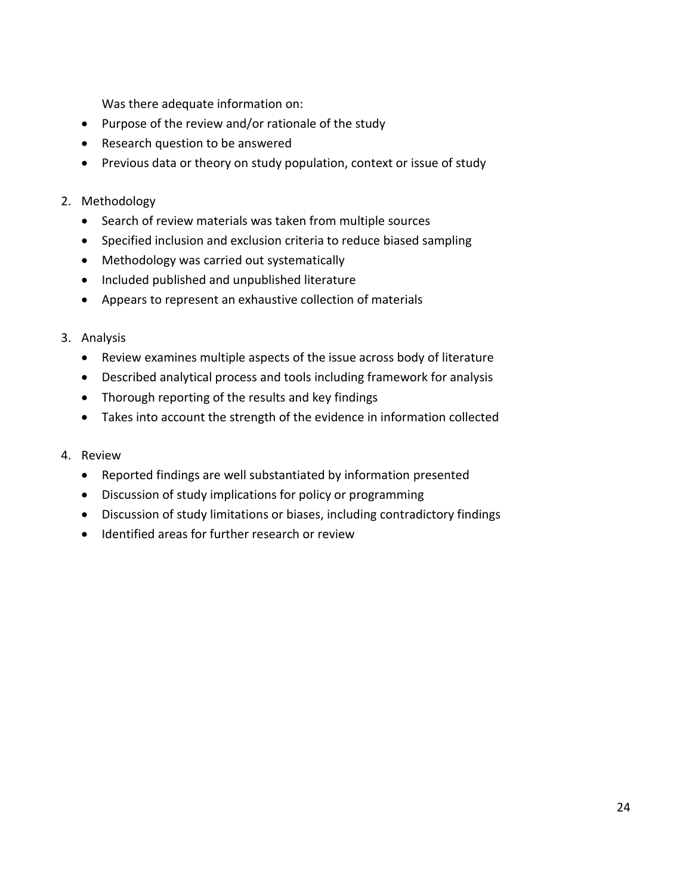Was there adequate information on:

- Purpose of the review and/or rationale of the study
- Research question to be answered
- Previous data or theory on study population, context or issue of study

2. Methodology
   - Search of review materials was taken from multiple sources
   - Specified inclusion and exclusion criteria to reduce biased sampling
   - Methodology was carried out systematically
   - Included published and unpublished literature
   - Appears to represent an exhaustive collection of materials

3. Analysis
   - Review examines multiple aspects of the issue across body of literature
   - Described analytical process and tools including framework for analysis
   - Thorough reporting of the results and key findings
   - Takes into account the strength of the evidence in information collected

4. Review
   - Reported findings are well substantiated by information presented
   - Discussion of study implications for policy or programming
   - Discussion of study limitations or biases, including contradictory findings
   - Identified areas for further research or review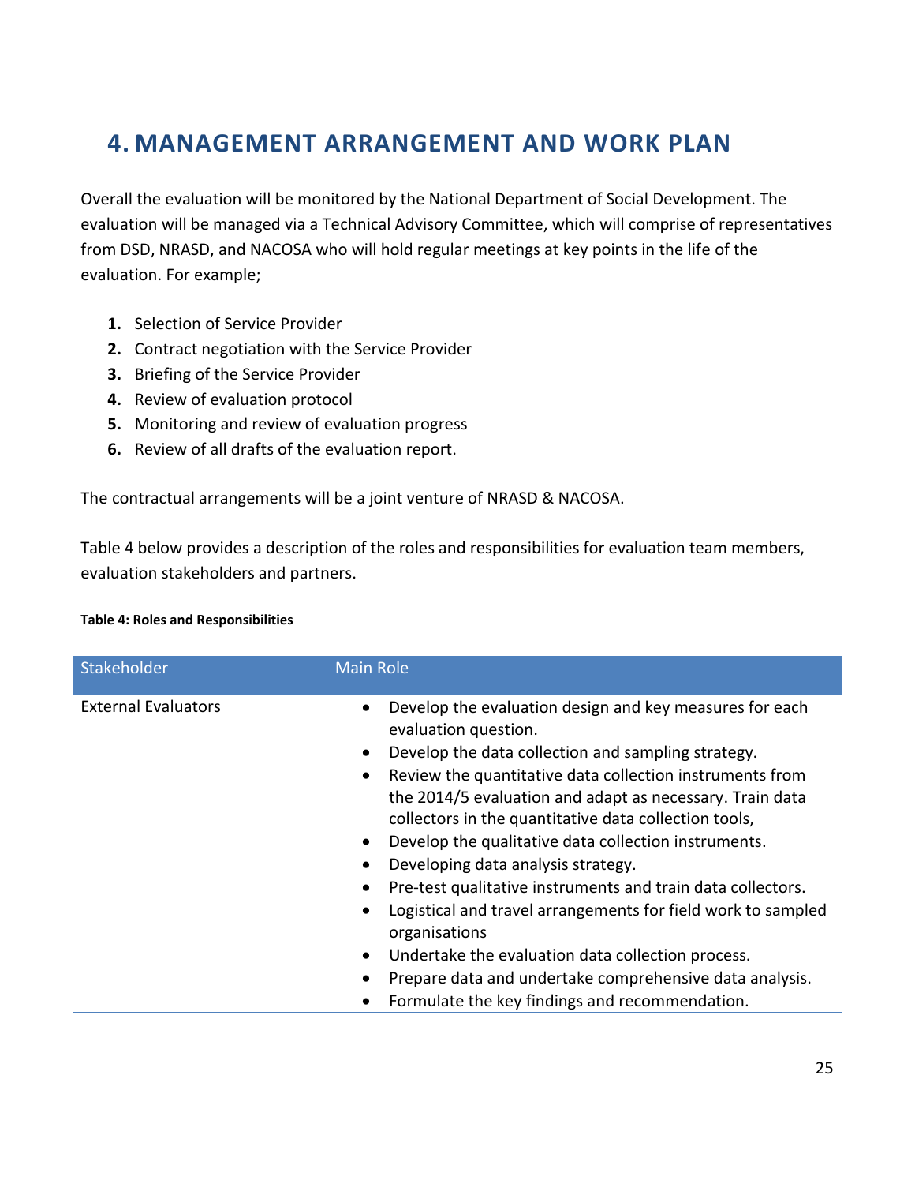# 4. MANAGEMENT ARRANGEMENT AND WORK PLAN

Overall the evaluation will be monitored by the National Department of Social Development. The evaluation will be managed via a Technical Advisory Committee, which will comprise of representatives from DSD, NRASD, and NACOSA who will hold regular meetings at key points in the life of the evaluation. For example;

1. Selection of Service Provider
2. Contract negotiation with the Service Provider
3. Briefing of the Service Provider
4. Review of evaluation protocol
5. Monitoring and review of evaluation progress
6. Review of all drafts of the evaluation report.

The contractual arrangements will be a joint venture of NRASD & NACOSA.

Table 4 below provides a description of the roles and responsibilities for evaluation team members, evaluation stakeholders and partners.

**Table 4: Roles and Responsibilities**

| Stakeholder | Main Role |
|---|---|
| External Evaluators | • Develop the evaluation design and key measures for each evaluation question.<br>• Develop the data collection and sampling strategy.<br>• Review the quantitative data collection instruments from the 2014/5 evaluation and adapt as necessary. Train data collectors in the quantitative data collection tools,<br>• Develop the qualitative data collection instruments.<br>• Developing data analysis strategy.<br>• Pre-test qualitative instruments and train data collectors.<br>• Logistical and travel arrangements for field work to sampled organisations<br>• Undertake the evaluation data collection process.<br>• Prepare data and undertake comprehensive data analysis.<br>• Formulate the key findings and recommendation. |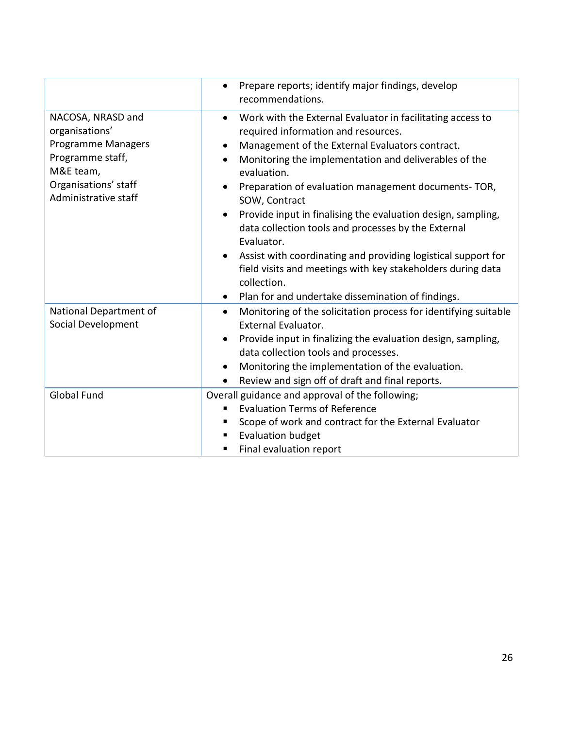| | |
|---|---|
| | • Prepare reports; identify major findings, develop recommendations. |
| NACOSA, NRASD and organisations' Programme Managers Programme staff, M&E team, Organisations' staff Administrative staff | • Work with the External Evaluator in facilitating access to required information and resources.<br>• Management of the External Evaluators contract.<br>• Monitoring the implementation and deliverables of the evaluation.<br>• Preparation of evaluation management documents- TOR, SOW, Contract<br>• Provide input in finalising the evaluation design, sampling, data collection tools and processes by the External Evaluator.<br>• Assist with coordinating and providing logistical support for field visits and meetings with key stakeholders during data collection.<br>• Plan for and undertake dissemination of findings. |
| National Department of Social Development | • Monitoring of the solicitation process for identifying suitable External Evaluator.<br>• Provide input in finalizing the evaluation design, sampling, data collection tools and processes.<br>• Monitoring the implementation of the evaluation.<br>• Review and sign off of draft and final reports. |
| Global Fund | Overall guidance and approval of the following;<br>▪ Evaluation Terms of Reference<br>▪ Scope of work and contract for the External Evaluator<br>▪ Evaluation budget<br>▪ Final evaluation report |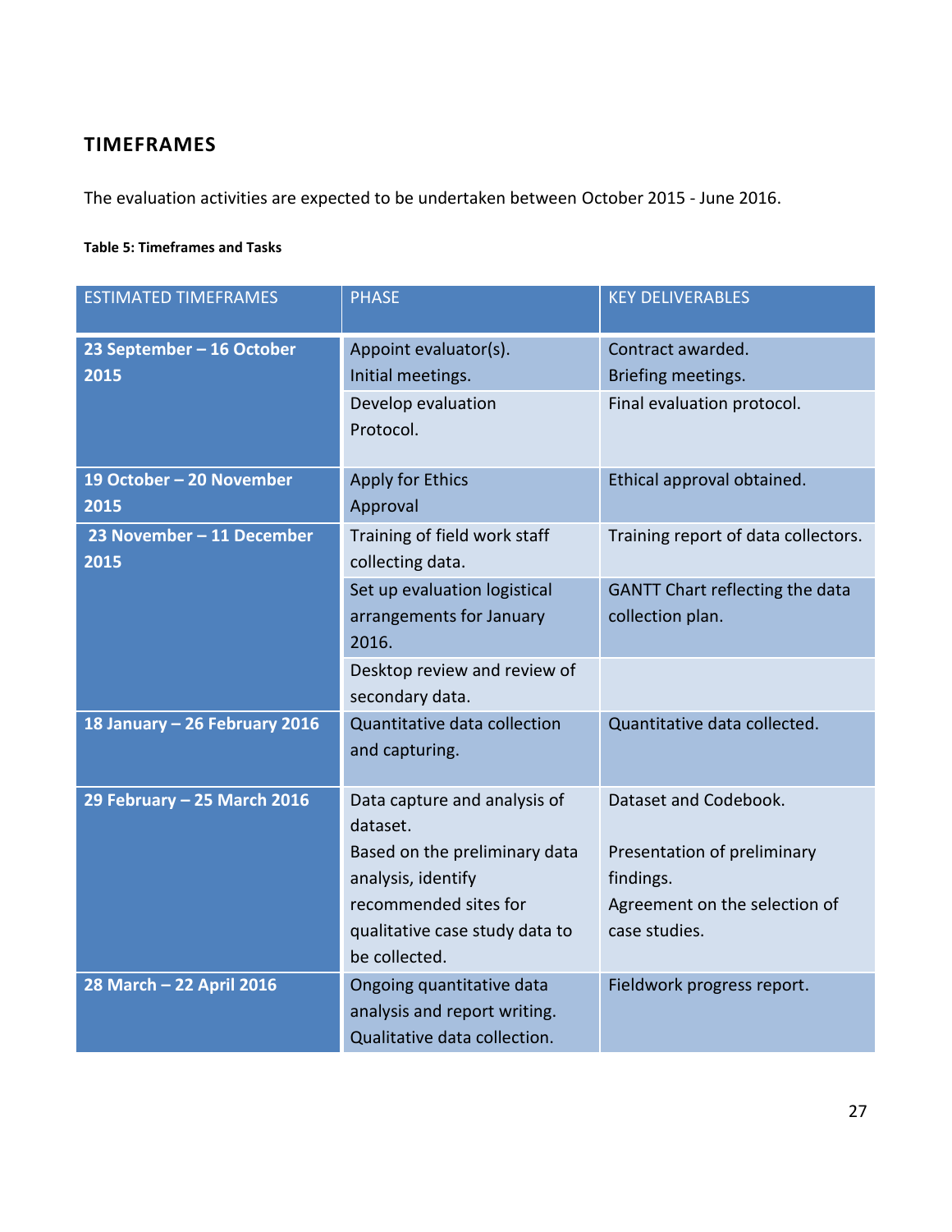## TIMEFRAMES

The evaluation activities are expected to be undertaken between October 2015 - June 2016.

**Table 5: Timeframes and Tasks**

| ESTIMATED TIMEFRAMES | PHASE | KEY DELIVERABLES |
|---|---|---|
| **23 September – 16 October 2015** | Appoint evaluator(s).<br>Initial meetings. | Contract awarded.<br>Briefing meetings. |
| | Develop evaluation Protocol. | Final evaluation protocol. |
| **19 October – 20 November 2015** | Apply for Ethics Approval | Ethical approval obtained. |
| **23 November – 11 December 2015** | Training of field work staff collecting data. | Training report of data collectors. |
| | Set up evaluation logistical arrangements for January 2016. | GANTT Chart reflecting the data collection plan. |
| | Desktop review and review of secondary data. | |
| **18 January – 26 February 2016** | Quantitative data collection and capturing. | Quantitative data collected. |
| **29 February – 25 March 2016** | Data capture and analysis of dataset.<br>Based on the preliminary data analysis, identify recommended sites for qualitative case study data to be collected. | Dataset and Codebook.<br>Presentation of preliminary findings.<br>Agreement on the selection of case studies. |
| **28 March – 22 April 2016** | Ongoing quantitative data analysis and report writing.<br>Qualitative data collection. | Fieldwork progress report. |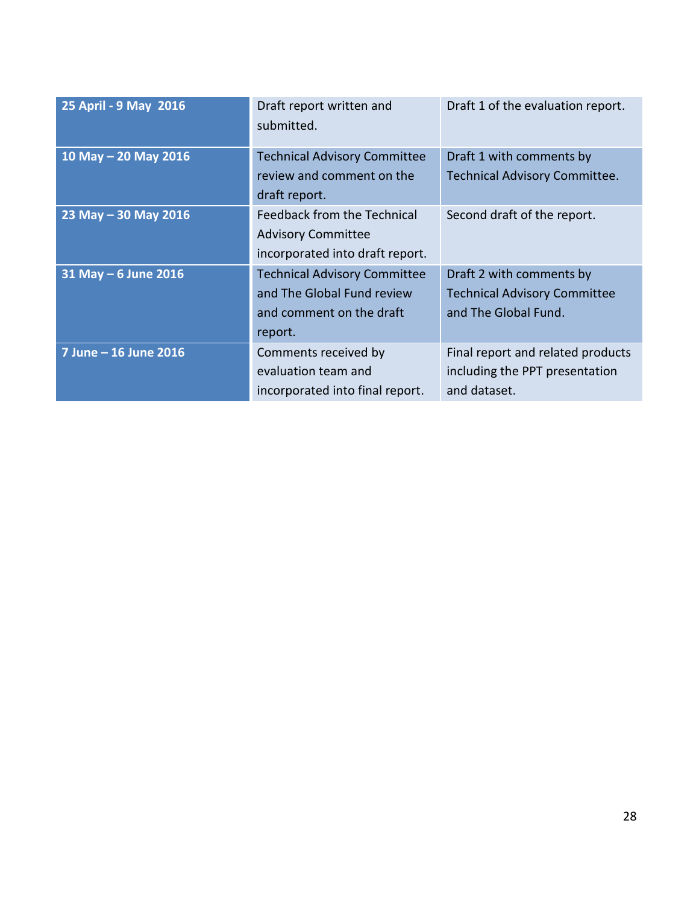| 25 April - 9 May 2016 | Draft report written and submitted. | Draft 1 of the evaluation report. |
| --- | --- | --- |
| 10 May – 20 May 2016 | Technical Advisory Committee review and comment on the draft report. | Draft 1 with comments by Technical Advisory Committee. |
| 23 May – 30 May 2016 | Feedback from the Technical Advisory Committee incorporated into draft report. | Second draft of the report. |
| 31 May – 6 June 2016 | Technical Advisory Committee and The Global Fund review and comment on the draft report. | Draft 2 with comments by Technical Advisory Committee and The Global Fund. |
| 7 June – 16 June 2016 | Comments received by evaluation team and incorporated into final report. | Final report and related products including the PPT presentation and dataset. |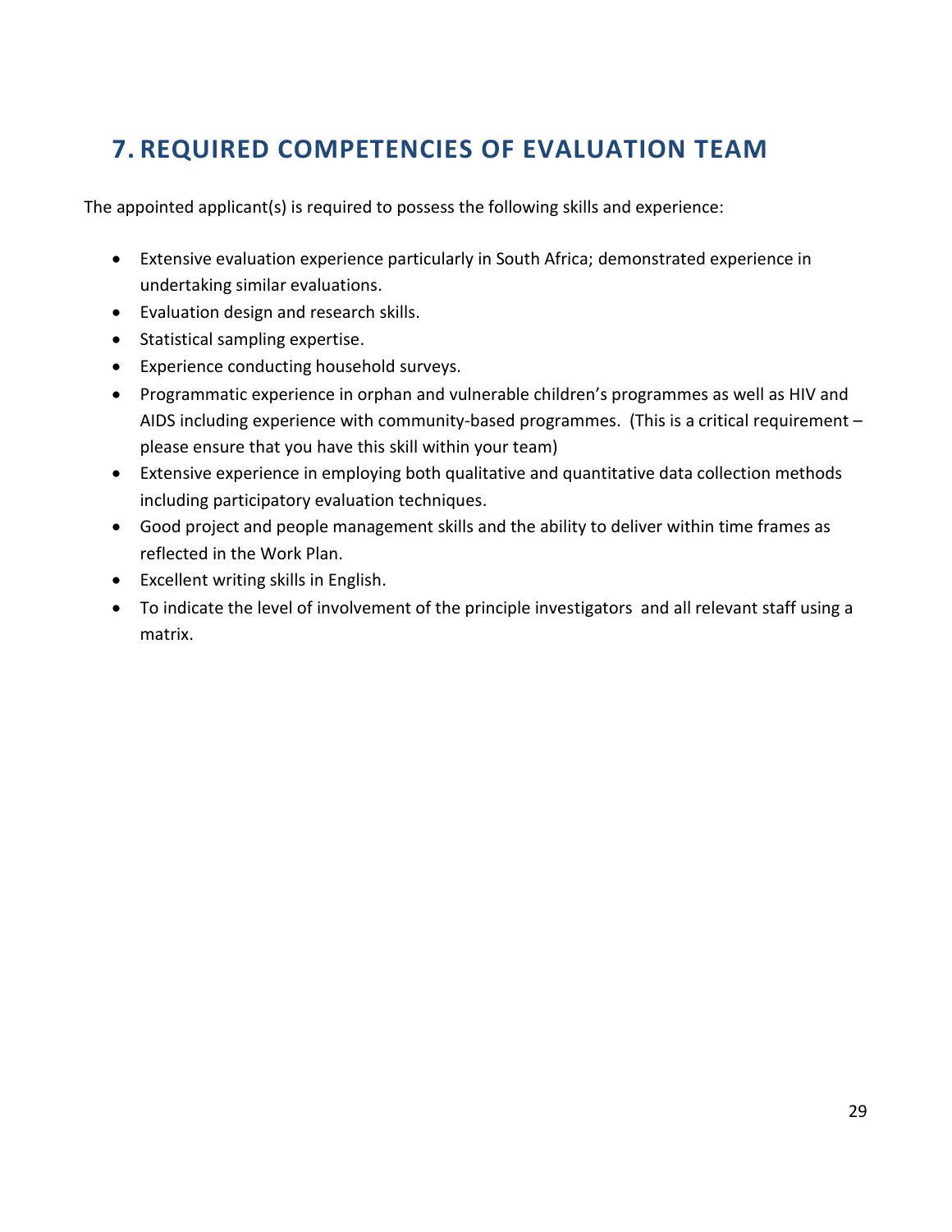# 7. REQUIRED COMPETENCIES OF EVALUATION TEAM

The appointed applicant(s) is required to possess the following skills and experience:

- Extensive evaluation experience particularly in South Africa; demonstrated experience in undertaking similar evaluations.
- Evaluation design and research skills.
- Statistical sampling expertise.
- Experience conducting household surveys.
- Programmatic experience in orphan and vulnerable children's programmes as well as HIV and AIDS including experience with community-based programmes. (This is a critical requirement – please ensure that you have this skill within your team)
- Extensive experience in employing both qualitative and quantitative data collection methods including participatory evaluation techniques.
- Good project and people management skills and the ability to deliver within time frames as reflected in the Work Plan.
- Excellent writing skills in English.
- To indicate the level of involvement of the principle investigators and all relevant staff using a matrix.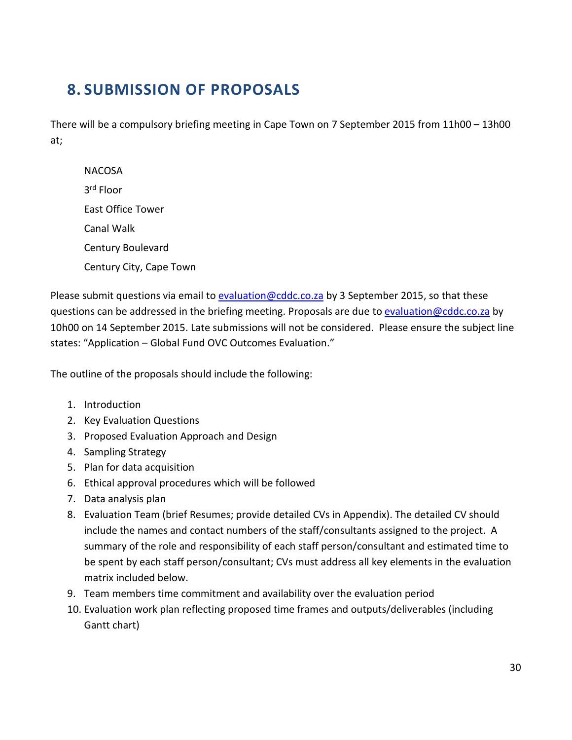## 8. SUBMISSION OF PROPOSALS

There will be a compulsory briefing meeting in Cape Town on 7 September 2015 from 11h00 – 13h00 at;

NACOSA
3rd Floor
East Office Tower
Canal Walk
Century Boulevard
Century City, Cape Town

Please submit questions via email to evaluation@cddc.co.za by 3 September 2015, so that these questions can be addressed in the briefing meeting. Proposals are due to evaluation@cddc.co.za by 10h00 on 14 September 2015. Late submissions will not be considered. Please ensure the subject line states: "Application – Global Fund OVC Outcomes Evaluation."

The outline of the proposals should include the following:

1. Introduction
2. Key Evaluation Questions
3. Proposed Evaluation Approach and Design
4. Sampling Strategy
5. Plan for data acquisition
6. Ethical approval procedures which will be followed
7. Data analysis plan
8. Evaluation Team (brief Resumes; provide detailed CVs in Appendix). The detailed CV should include the names and contact numbers of the staff/consultants assigned to the project. A summary of the role and responsibility of each staff person/consultant and estimated time to be spent by each staff person/consultant; CVs must address all key elements in the evaluation matrix included below.
9. Team members time commitment and availability over the evaluation period
10. Evaluation work plan reflecting proposed time frames and outputs/deliverables (including Gantt chart)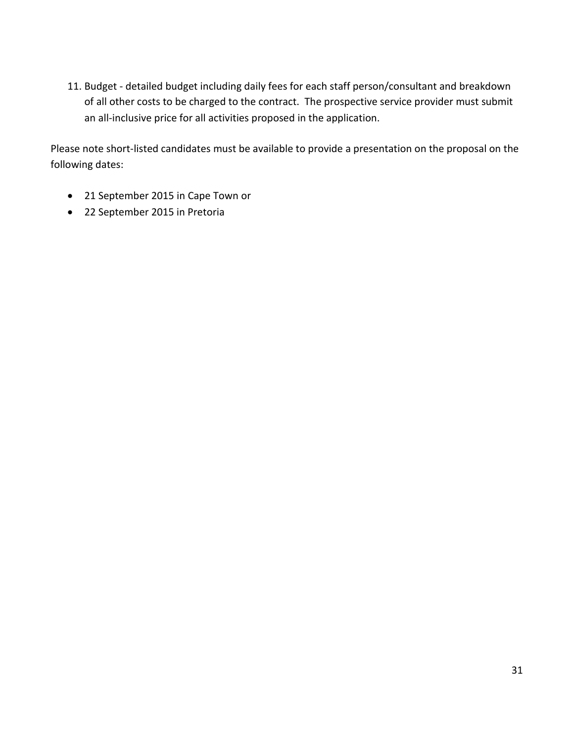11. Budget - detailed budget including daily fees for each staff person/consultant and breakdown of all other costs to be charged to the contract. The prospective service provider must submit an all-inclusive price for all activities proposed in the application.

Please note short-listed candidates must be available to provide a presentation on the proposal on the following dates:

- 21 September 2015 in Cape Town or
- 22 September 2015 in Pretoria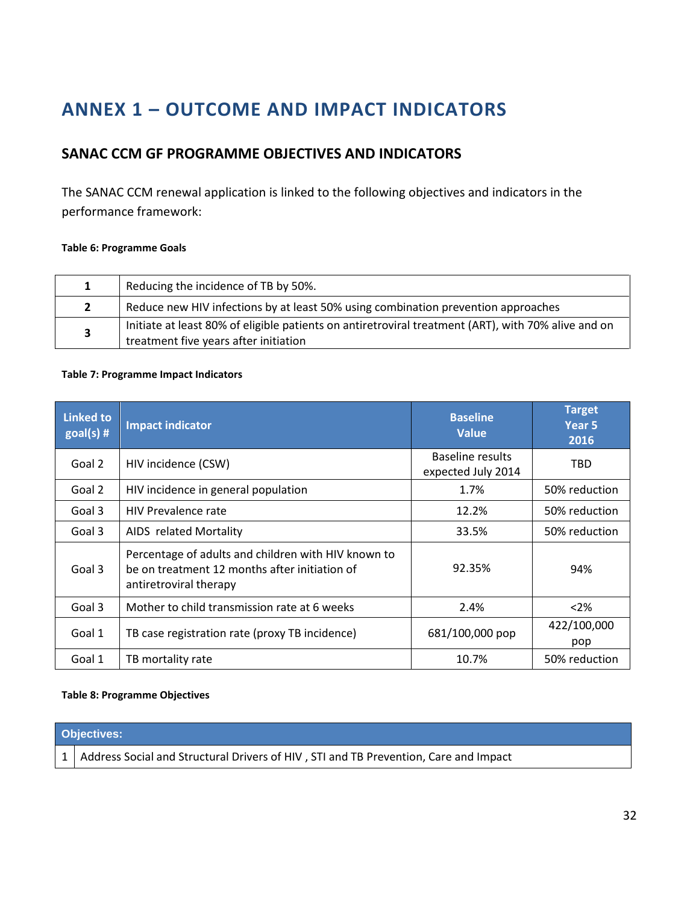# ANNEX 1 – OUTCOME AND IMPACT INDICATORS

## SANAC CCM GF PROGRAMME OBJECTIVES AND INDICATORS

The SANAC CCM renewal application is linked to the following objectives and indicators in the performance framework:

**Table 6: Programme Goals**

| | |
|---|---|
| **1** | Reducing the incidence of TB by 50%. |
| **2** | Reduce new HIV infections by at least 50% using combination prevention approaches |
| **3** | Initiate at least 80% of eligible patients on antiretroviral treatment (ART), with 70% alive and on treatment five years after initiation |

**Table 7: Programme Impact Indicators**

| Linked to goal(s) # | Impact indicator | Baseline Value | Target Year 5 2016 |
|---|---|---|---|
| Goal 2 | HIV incidence (CSW) | Baseline results expected July 2014 | TBD |
| Goal 2 | HIV incidence in general population | 1.7% | 50% reduction |
| Goal 3 | HIV Prevalence rate | 12.2% | 50% reduction |
| Goal 3 | AIDS related Mortality | 33.5% | 50% reduction |
| Goal 3 | Percentage of adults and children with HIV known to be on treatment 12 months after initiation of antiretroviral therapy | 92.35% | 94% |
| Goal 3 | Mother to child transmission rate at 6 weeks | 2.4% | <2% |
| Goal 1 | TB case registration rate (proxy TB incidence) | 681/100,000 pop | 422/100,000 pop |
| Goal 1 | TB mortality rate | 10.7% | 50% reduction |

**Table 8: Programme Objectives**

| Objectives: | |
|---|---|
| 1 | Address Social and Structural Drivers of HIV , STI and TB Prevention, Care and Impact |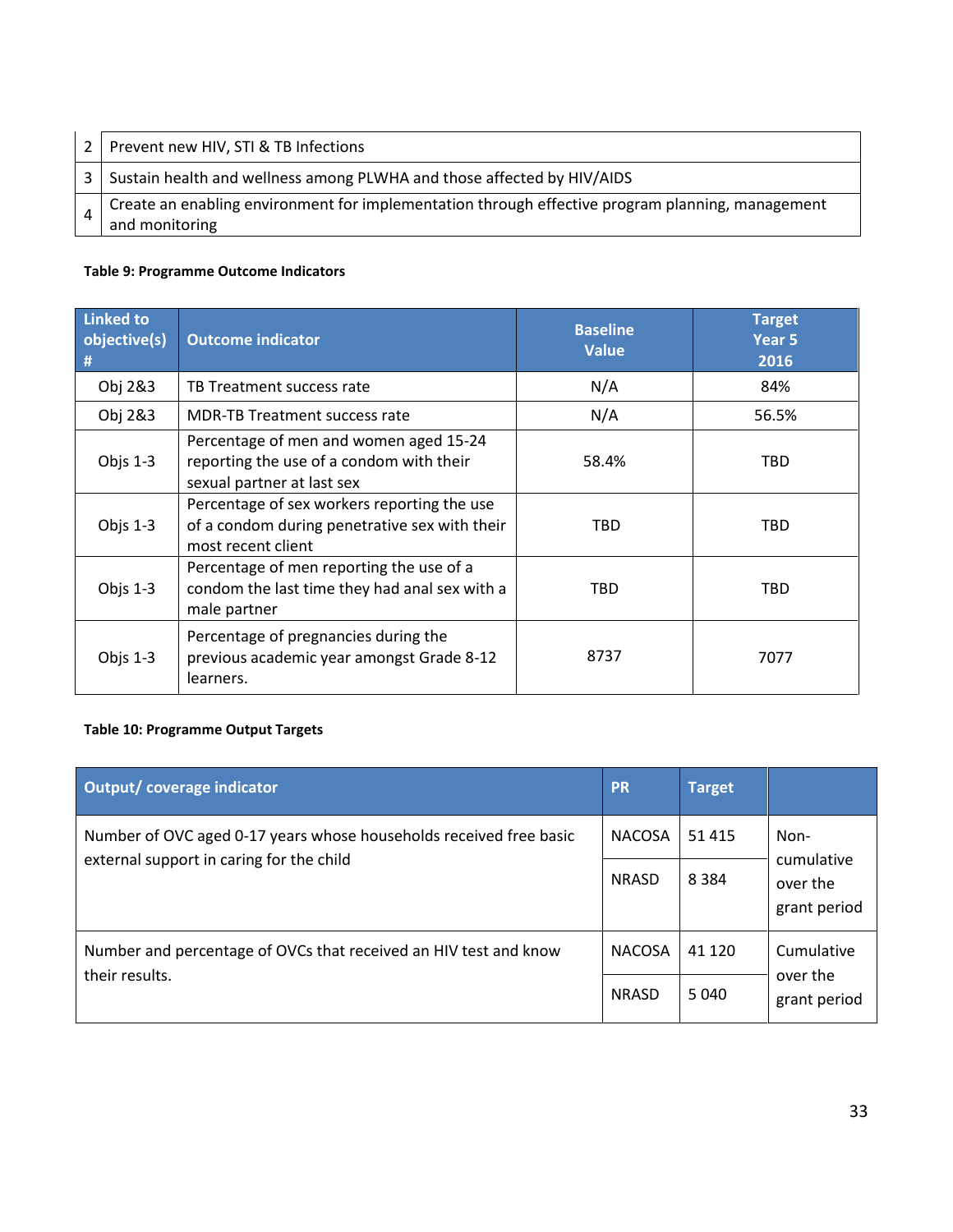| | |
|---|---|
| 2 | Prevent new HIV, STI & TB Infections |
| 3 | Sustain health and wellness among PLWHA and those affected by HIV/AIDS |
| 4 | Create an enabling environment for implementation through effective program planning, management and monitoring |

**Table 9: Programme Outcome Indicators**

| Linked to objective(s) # | Outcome indicator | Baseline Value | Target Year 5 2016 |
|---|---|---|---|
| Obj 2&3 | TB Treatment success rate | N/A | 84% |
| Obj 2&3 | MDR-TB Treatment success rate | N/A | 56.5% |
| Objs 1-3 | Percentage of men and women aged 15-24 reporting the use of a condom with their sexual partner at last sex | 58.4% | TBD |
| Objs 1-3 | Percentage of sex workers reporting the use of a condom during penetrative sex with their most recent client | TBD | TBD |
| Objs 1-3 | Percentage of men reporting the use of a condom the last time they had anal sex with a male partner | TBD | TBD |
| Objs 1-3 | Percentage of pregnancies during the previous academic year amongst Grade 8-12 learners. | 8737 | 7077 |

**Table 10: Programme Output Targets**

| Output/ coverage indicator | PR | Target | |
|---|---|---|---|
| Number of OVC aged 0-17 years whose households received free basic external support in caring for the child | NACOSA | 51 415 | Non-cumulative over the grant period |
| | NRASD | 8 384 | |
| Number and percentage of OVCs that received an HIV test and know their results. | NACOSA | 41 120 | Cumulative over the grant period |
| | NRASD | 5 040 | |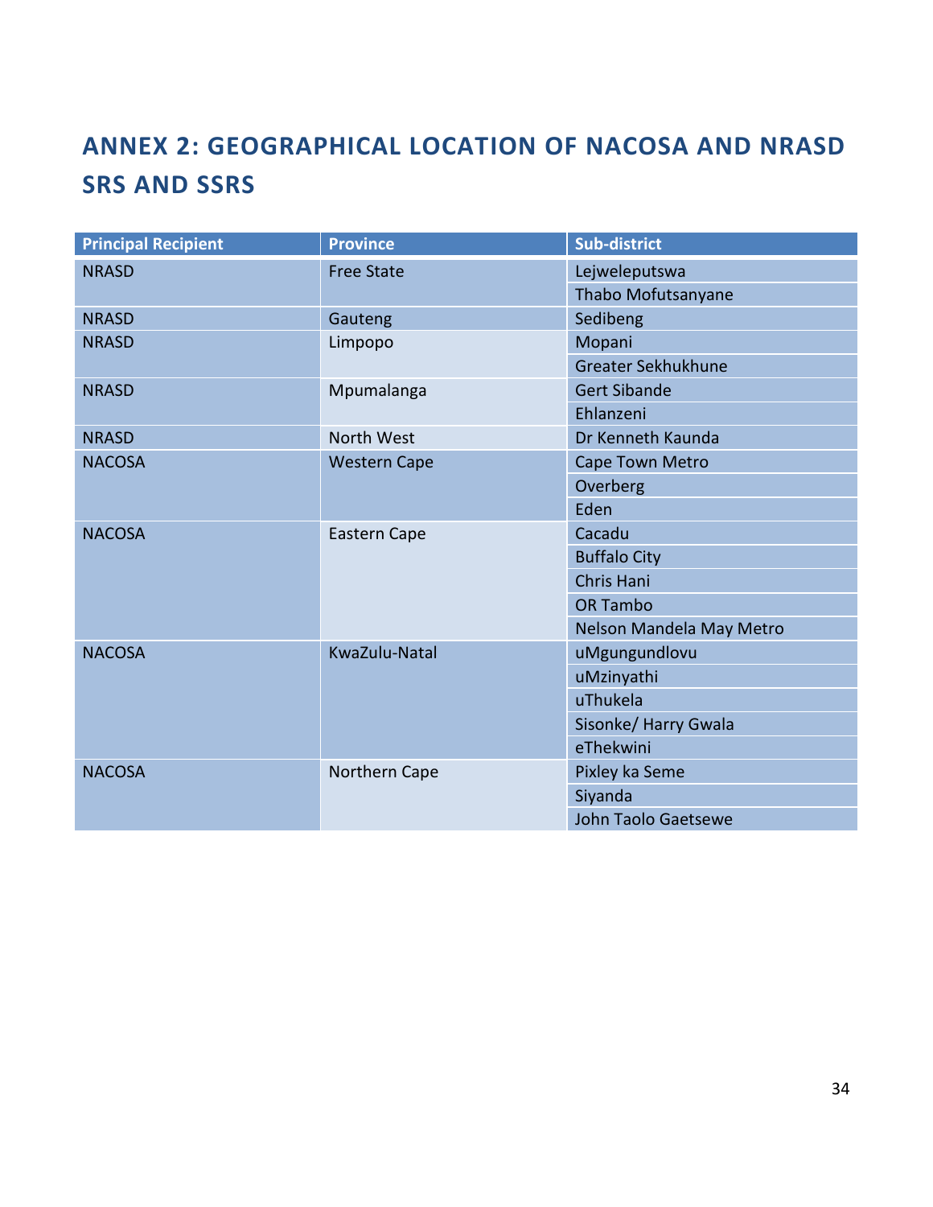# ANNEX 2: GEOGRAPHICAL LOCATION OF NACOSA AND NRASD SRS AND SSRS

| Principal Recipient | Province | Sub-district |
|---|---|---|
| NRASD | Free State | Lejweleputswa |
| | | Thabo Mofutsanyane |
| NRASD | Gauteng | Sedibeng |
| NRASD | Limpopo | Mopani |
| | | Greater Sekhukhune |
| NRASD | Mpumalanga | Gert Sibande |
| | | Ehlanzeni |
| NRASD | North West | Dr Kenneth Kaunda |
| NACOSA | Western Cape | Cape Town Metro |
| | | Overberg |
| | | Eden |
| NACOSA | Eastern Cape | Cacadu |
| | | Buffalo City |
| | | Chris Hani |
| | | OR Tambo |
| | | Nelson Mandela May Metro |
| NACOSA | KwaZulu-Natal | uMgungundlovu |
| | | uMzinyathi |
| | | uThukela |
| | | Sisonke/ Harry Gwala |
| | | eThekwini |
| NACOSA | Northern Cape | Pixley ka Seme |
| | | Siyanda |
| | | John Taolo Gaetsewe |